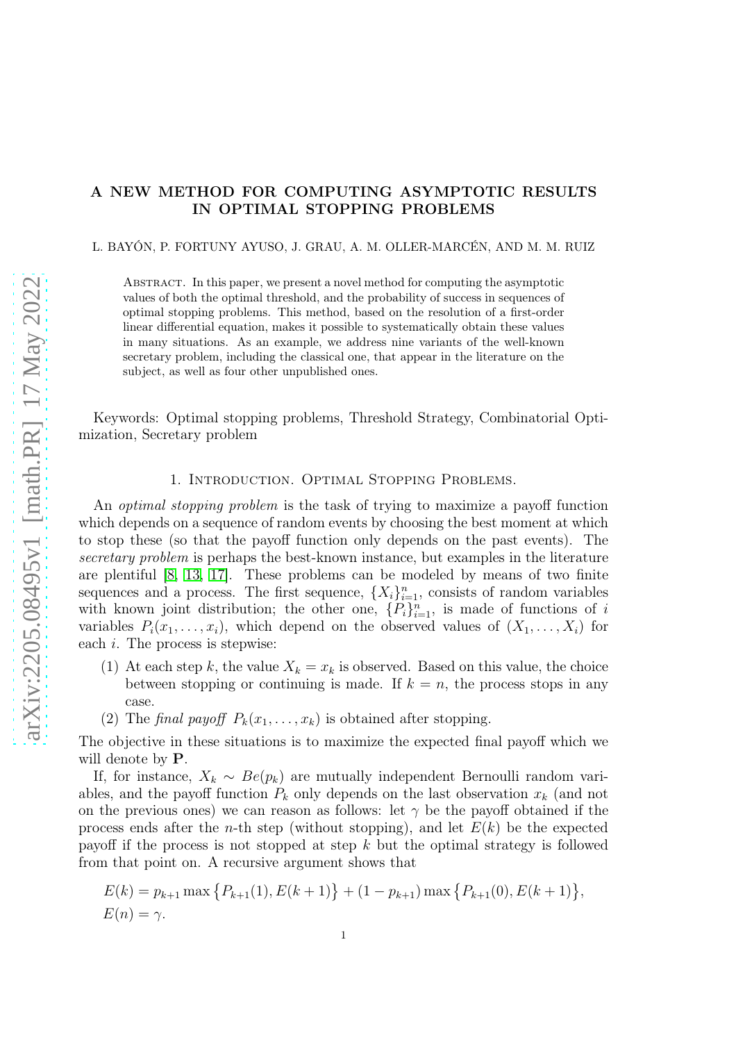# A NEW METHOD FOR COMPUTING ASYMPTOTIC RESULTS IN OPTIMAL STOPPING PROBLEMS

L. BAYÓN, P. FORTUNY AYUSO, J. GRAU, A. M. OLLER-MARCÉN, AND M. M. RUIZ

Abstract. In this paper, we present a novel method for computing the asymptotic values of both the optimal threshold, and the probability of success in sequences of optimal stopping problems. This method, based on the resolution of a first-order linear differential equation, makes it possible to systematically obtain these values in many situations. As an example, we address nine variants of the well-known secretary problem, including the classical one, that appear in the literature on the subject, as well as four other unpublished ones.

Keywords: Optimal stopping problems, Threshold Strategy, Combinatorial Optimization, Secretary problem

## 1. Introduction. Optimal Stopping Problems.

An *optimal stopping problem* is the task of trying to maximize a payoff function which depends on a sequence of random events by choosing the best moment at which to stop these (so that the payoff function only depends on the past events). The *secretary problem* is perhaps the best-known instance, but examples in the literature are plentiful [8, 13, 17]. These problems can be modeled by means of two finite sequences and a process. The first sequence, $\{X_i\}_{i=1}^n$, consists of random variables with known joint distribution; the other one, $\{P_i\}_{i=1}^n$, is made of functions of $i$ variables $P_i(x_1, \dots, x_i)$, which depend on the observed values of $(X_1, \dots, X_i)$ for each $i$. The process is stepwise:

1. At each step $k$, the value $X_k = x_k$ is observed. Based on this value, the choice between stopping or continuing is made. If $k = n$, the process stops in any case.
2. The *final payoff* $P_k(x_1, \dots, x_k)$ is obtained after stopping.

The objective in these situations is to maximize the expected final payoff which we will denote by $\mathbf{P}$.

If, for instance, $X_k \sim Be(p_k)$ are mutually independent Bernoulli random variables, and the payoff function $P_k$ only depends on the last observation $x_k$ (and not on the previous ones) we can reason as follows: let $\gamma$ be the payoff obtained if the process ends after the $n$-th step (without stopping), and let $E(k)$ be the expected payoff if the process is not stopped at step $k$ but the optimal strategy is followed from that point on. A recursive argument shows that

$$
\begin{aligned}
&E(k) = p_{k+1} \max\left\{P_{k+1}(1), E(k+1)\right\} + (1 - p_{k+1}) \max\left\{P_{k+1}(0), E(k+1)\right\},\\
&E(n) = \gamma.
\end{aligned}
$$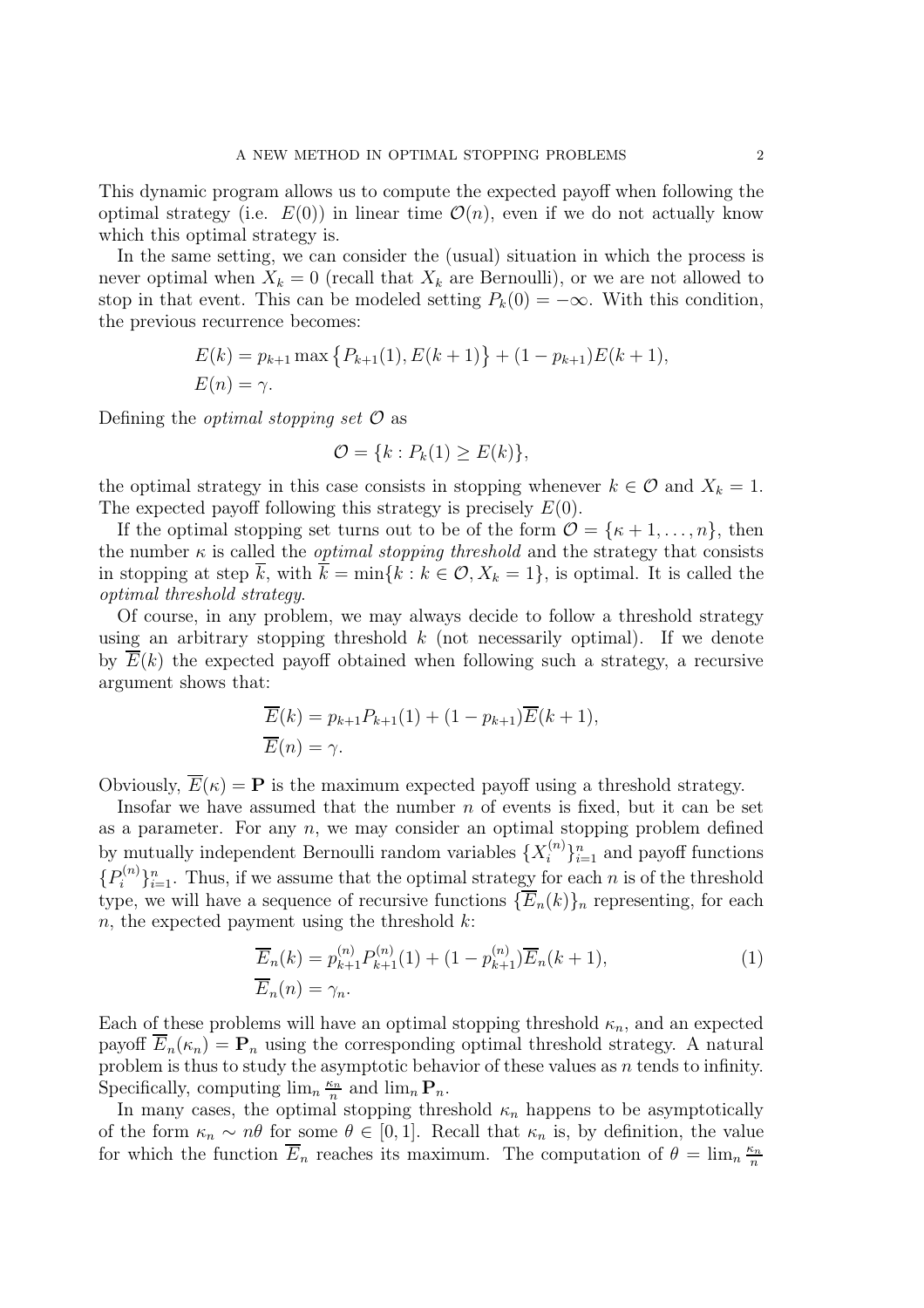This dynamic program allows us to compute the expected payoff when following the optimal strategy (i.e. $E(0)$) in linear time $\mathcal{O}(n)$, even if we do not actually know which this optimal strategy is.

In the same setting, we can consider the (usual) situation in which the process is never optimal when $X_k = 0$ (recall that $X_k$ are Bernoulli), or we are not allowed to stop in that event. This can be modeled setting $P_k(0) = -\infty$. With this condition, the previous recurrence becomes:

$$
\begin{aligned}
&E(k) = p_{k+1} \max \left\{ P_{k+1}(1), E(k+1) \right\} + (1 - p_{k+1}) E(k+1), \\
&E(n) = \gamma.
\end{aligned}
$$

Defining the *optimal stopping set* $\mathcal{O}$ as

$$
\mathcal{O} = \{k : P_k(1) \geq E(k)\},
$$

the optimal strategy in this case consists in stopping whenever $k \in \mathcal{O}$ and $X_k = 1$. The expected payoff following this strategy is precisely $E(0)$.

If the optimal stopping set turns out to be of the form $\mathcal{O} = \{\kappa + 1, \ldots, n\}$, then the number $\kappa$ is called the *optimal stopping threshold* and the strategy that consists in stopping at step $\overline{k}$, with $\overline{k} = \min\{k : k \in \mathcal{O}, X_k = 1\}$, is optimal. It is called the *optimal threshold strategy*.

Of course, in any problem, we may always decide to follow a threshold strategy using an arbitrary stopping threshold $k$ (not necessarily optimal). If we denote by $\overline{E}(k)$ the expected payoff obtained when following such a strategy, a recursive argument shows that:

$$
\begin{aligned}
&\overline{E}(k) = p_{k+1} P_{k+1}(1) + (1 - p_{k+1}) \overline{E}(k+1), \\
&\overline{E}(n) = \gamma.
\end{aligned}
$$

Obviously, $\overline{E}(\kappa) = \mathbf{P}$ is the maximum expected payoff using a threshold strategy.

Insofar we have assumed that the number $n$ of events is fixed, but it can be set as a parameter. For any $n$, we may consider an optimal stopping problem defined by mutually independent Bernoulli random variables $\{X_i^{(n)}\}_{i=1}^n$ and payoff functions $\{P_i^{(n)}\}_{i=1}^n$. Thus, if we assume that the optimal strategy for each $n$ is of the threshold type, we will have a sequence of recursive functions $\{\overline{E}_n(k)\}_n$ representing, for each $n$, the expected payment using the threshold $k$:

$$
\begin{aligned}
&\overline{E}_n(k) = p_{k+1}^{(n)} P_{k+1}^{(n)}(1) + (1 - p_{k+1}^{(n)}) \overline{E}_n(k+1), \\
&\overline{E}_n(n) = \gamma_n.
\end{aligned}
\tag{1}
$$

Each of these problems will have an optimal stopping threshold $\kappa_n$, and an expected payoff $\overline{E}_n(\kappa_n) = \mathbf{P}_n$ using the corresponding optimal threshold strategy. A natural problem is thus to study the asymptotic behavior of these values as $n$ tends to infinity. Specifically, computing $\lim_n \frac{\kappa_n}{n}$ and $\lim_n \mathbf{P}_n$.

In many cases, the optimal stopping threshold $\kappa_n$ happens to be asymptotically of the form $\kappa_n \sim n\theta$ for some $\theta \in [0, 1]$. Recall that $\kappa_n$ is, by definition, the value for which the function $\overline{E}_n$ reaches its maximum. The computation of $\theta = \lim_n \frac{\kappa_n}{n}$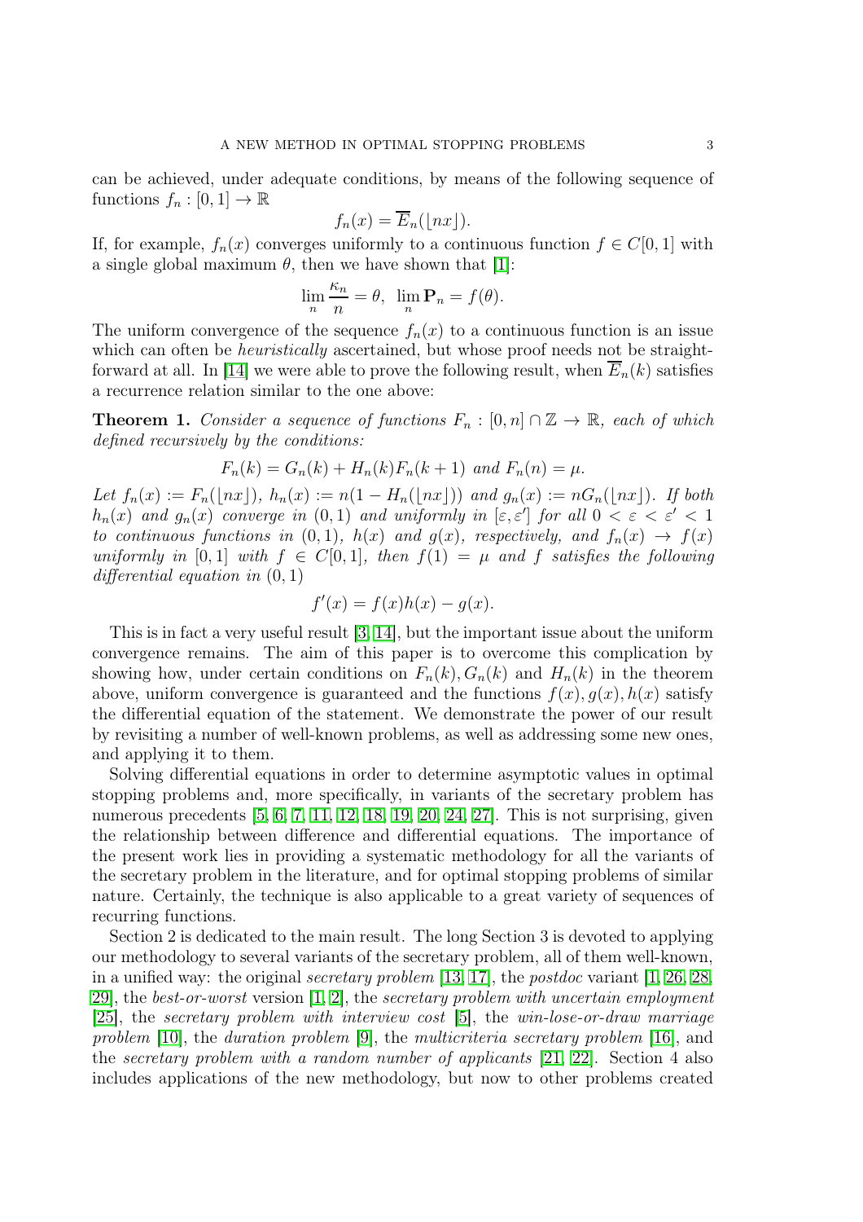can be achieved, under adequate conditions, by means of the following sequence of functions $f_n : [0,1] \to \mathbb{R}$

$$f_n(x) = \overline{E}_n(\lfloor nx \rfloor).$$

If, for example, $f_n(x)$ converges uniformly to a continuous function $f \in C[0,1]$ with a single global maximum $\theta$, then we have shown that [1]:

$$\lim_n \frac{\kappa_n}{n} = \theta, \quad \lim_n \mathbf{P}_n = f(\theta).$$

The uniform convergence of the sequence $f_n(x)$ to a continuous function is an issue which can often be *heuristically* ascertained, but whose proof needs not be straightforward at all. In [14] we were able to prove the following result, when $\overline{E}_n(k)$ satisfies a recurrence relation similar to the one above:

**Theorem 1.** *Consider a sequence of functions $F_n : [0,n] \cap \mathbb{Z} \to \mathbb{R}$, each of which defined recursively by the conditions:*

$$F_n(k) = G_n(k) + H_n(k) F_n(k+1) \text{ and } F_n(n) = \mu.$$

*Let $f_n(x) := F_n(\lfloor nx \rfloor)$, $h_n(x) := n(1 - H_n(\lfloor nx \rfloor))$ and $g_n(x) := nG_n(\lfloor nx \rfloor)$. If both $h_n(x)$ and $g_n(x)$ converge in $(0,1)$ and uniformly in $[\varepsilon, \varepsilon']$ for all $0 < \varepsilon < \varepsilon' < 1$ to continuous functions in $(0,1)$, $h(x)$ and $g(x)$, respectively, and $f_n(x) \to f(x)$ uniformly in $[0,1]$ with $f \in C[0,1]$, then $f(1) = \mu$ and $f$ satisfies the following differential equation in $(0,1)$*

$$f'(x) = f(x)h(x) - g(x).$$

This is in fact a very useful result [3, 14], but the important issue about the uniform convergence remains. The aim of this paper is to overcome this complication by showing how, under certain conditions on $F_n(k), G_n(k)$ and $H_n(k)$ in the theorem above, uniform convergence is guaranteed and the functions $f(x), g(x), h(x)$ satisfy the differential equation of the statement. We demonstrate the power of our result by revisiting a number of well-known problems, as well as addressing some new ones, and applying it to them.

Solving differential equations in order to determine asymptotic values in optimal stopping problems and, more specifically, in variants of the secretary problem has numerous precedents [5, 6, 7, 11, 12, 18, 19, 20, 24, 27]. This is not surprising, given the relationship between difference and differential equations. The importance of the present work lies in providing a systematic methodology for all the variants of the secretary problem in the literature, and for optimal stopping problems of similar nature. Certainly, the technique is also applicable to a great variety of sequences of recurring functions.

Section 2 is dedicated to the main result. The long Section 3 is devoted to applying our methodology to several variants of the secretary problem, all of them well-known, in a unified way: the original *secretary problem* [13, 17], the *postdoc* variant [1, 26, 28, 29], the *best-or-worst* version [1, 2], the *secretary problem with uncertain employment* [25], the *secretary problem with interview cost* [5], the *win-lose-or-draw marriage problem* [10], the *duration problem* [9], the *multicriteria secretary problem* [16], and the *secretary problem with a random number of applicants* [21, 22]. Section 4 also includes applications of the new methodology, but now to other problems created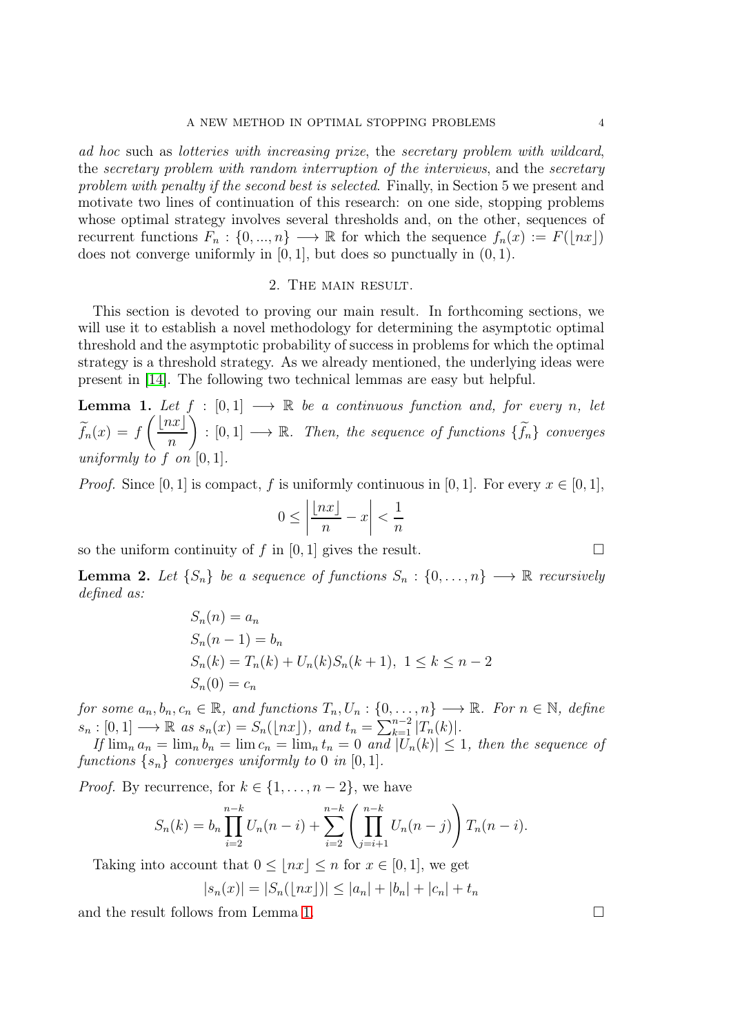*ad hoc* such as *lotteries with increasing prize*, the *secretary problem with wildcard*, the *secretary problem with random interruption of the interviews*, and the *secretary problem with penalty if the second best is selected*. Finally, in Section 5 we present and motivate two lines of continuation of this research: on one side, stopping problems whose optimal strategy involves several thresholds and, on the other, sequences of recurrent functions $F_n : \{0, ..., n\} \longrightarrow \mathbb{R}$ for which the sequence $f_n(x) := F(\lfloor nx \rfloor)$ does not converge uniformly in $[0, 1]$, but does so punctually in $(0, 1)$.

## 2. The main result.

This section is devoted to proving our main result. In forthcoming sections, we will use it to establish a novel methodology for determining the asymptotic optimal threshold and the asymptotic probability of success in problems for which the optimal strategy is a threshold strategy. As we already mentioned, the underlying ideas were present in [14]. The following two technical lemmas are easy but helpful.

**Lemma 1.** *Let $f : [0, 1] \longrightarrow \mathbb{R}$ be a continuous function and, for every $n$, let $\widetilde{f}_n(x) = f\left(\frac{\lfloor nx \rfloor}{n}\right) : [0, 1] \longrightarrow \mathbb{R}$. Then, the sequence of functions $\{\widetilde{f}_n\}$ converges uniformly to $f$ on $[0, 1]$.*

*Proof.* Since $[0, 1]$ is compact, $f$ is uniformly continuous in $[0, 1]$. For every $x \in [0, 1]$,

$$0 \leq \left| \frac{\lfloor nx \rfloor}{n} - x \right| < \frac{1}{n}$$

so the uniform continuity of $f$ in $[0, 1]$ gives the result. $\square$

**Lemma 2.** *Let $\{S_n\}$ be a sequence of functions $S_n : \{0, \ldots, n\} \longrightarrow \mathbb{R}$ recursively defined as:*

$$\begin{aligned}
S_n(n) &= a_n \\
S_n(n-1) &= b_n \\
S_n(k) &= T_n(k) + U_n(k) S_n(k+1), \ 1 \leq k \leq n-2 \\
S_n(0) &= c_n
\end{aligned}$$

*for some $a_n, b_n, c_n \in \mathbb{R}$, and functions $T_n, U_n : \{0, \ldots, n\} \longrightarrow \mathbb{R}$. For $n \in \mathbb{N}$, define $s_n : [0, 1] \longrightarrow \mathbb{R}$ as $s_n(x) = S_n(\lfloor nx \rfloor)$, and $t_n = \sum_{k=1}^{n-2} |T_n(k)|$.*

*If $\lim_n a_n = \lim_n b_n = \lim c_n = \lim_n t_n = 0$ and $|U_n(k)| \leq 1$, then the sequence of functions $\{s_n\}$ converges uniformly to $0$ in $[0, 1]$.*

*Proof.* By recurrence, for $k \in \{1, \ldots, n-2\}$, we have

$$S_n(k) = b_n \prod_{i=2}^{n-k} U_n(n-i) + \sum_{i=2}^{n-k} \left( \prod_{j=i+1}^{n-k} U_n(n-j) \right) T_n(n-i).$$

Taking into account that $0 \leq \lfloor nx \rfloor \leq n$ for $x \in [0, 1]$, we get

$$|s_n(x)| = |S_n(\lfloor nx \rfloor)| \leq |a_n| + |b_n| + |c_n| + t_n$$

and the result follows from Lemma 1. $\square$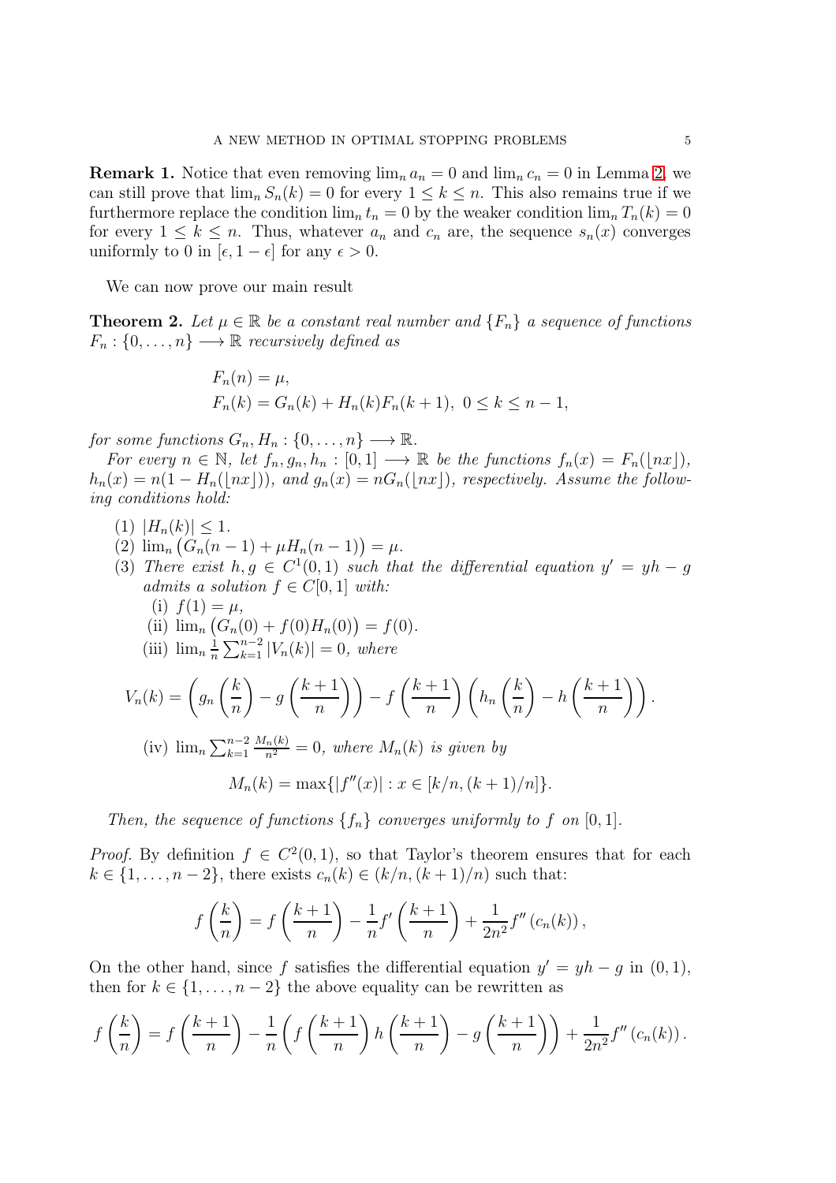**Remark 1.** Notice that even removing $\lim_n a_n = 0$ and $\lim_n c_n = 0$ in Lemma 2, we can still prove that $\lim_n S_n(k) = 0$ for every $1 \le k \le n$. This also remains true if we furthermore replace the condition $\lim_n t_n = 0$ by the weaker condition $\lim_n T_n(k) = 0$ for every $1 \le k \le n$. Thus, whatever $a_n$ and $c_n$ are, the sequence $s_n(x)$ converges uniformly to 0 in $[\epsilon, 1-\epsilon]$ for any $\epsilon > 0$.

We can now prove our main result

**Theorem 2.** *Let $\mu \in \mathbb{R}$ be a constant real number and $\{F_n\}$ a sequence of functions $F_n : \{0, \ldots, n\} \longrightarrow \mathbb{R}$ recursively defined as*

$$F_n(n) = \mu,$$
$$F_n(k) = G_n(k) + H_n(k)F_n(k+1), \; 0 \le k \le n-1,$$

*for some functions $G_n, H_n : \{0, \ldots, n\} \longrightarrow \mathbb{R}$.*

*For every $n \in \mathbb{N}$, let $f_n, g_n, h_n : [0,1] \longrightarrow \mathbb{R}$ be the functions $f_n(x) = F_n(\lfloor nx \rfloor)$, $h_n(x) = n(1 - H_n(\lfloor nx \rfloor))$, and $g_n(x) = nG_n(\lfloor nx \rfloor)$, respectively. Assume the following conditions hold:*

1. $|H_n(k)| \le 1$.
2. $\lim_n \big(G_n(n-1) + \mu H_n(n-1)\big) = \mu$.
3. *There exist $h, g \in C^1(0,1)$ such that the differential equation $y' = yh - g$ admits a solution $f \in C[0,1]$ with:*
   1. $f(1) = \mu$,
   2. $\lim_n \big(G_n(0) + f(0)H_n(0)\big) = f(0)$.
   3. $\lim_n \frac{1}{n} \sum_{k=1}^{n-2} |V_n(k)| = 0$, *where*

$$V_n(k) = \left(g_n\left(\frac{k}{n}\right) - g\left(\frac{k+1}{n}\right)\right) - f\left(\frac{k+1}{n}\right)\left(h_n\left(\frac{k}{n}\right) - h\left(\frac{k+1}{n}\right)\right).$$

   4. $\lim_n \sum_{k=1}^{n-2} \frac{M_n(k)}{n^2} = 0$, *where $M_n(k)$ is given by*

$$M_n(k) = \max\{|f''(x)| : x \in [k/n, (k+1)/n]\}.$$

*Then, the sequence of functions $\{f_n\}$ converges uniformly to $f$ on $[0,1]$.*

*Proof.* By definition $f \in C^2(0,1)$, so that Taylor's theorem ensures that for each $k \in \{1, \ldots, n-2\}$, there exists $c_n(k) \in (k/n, (k+1)/n)$ such that:

$$f\left(\frac{k}{n}\right) = f\left(\frac{k+1}{n}\right) - \frac{1}{n} f'\left(\frac{k+1}{n}\right) + \frac{1}{2n^2} f''\left(c_n(k)\right),$$

On the other hand, since $f$ satisfies the differential equation $y' = yh - g$ in $(0,1)$, then for $k \in \{1, \ldots, n-2\}$ the above equality can be rewritten as

$$f\left(\frac{k}{n}\right) = f\left(\frac{k+1}{n}\right) - \frac{1}{n}\left(f\left(\frac{k+1}{n}\right) h\left(\frac{k+1}{n}\right) - g\left(\frac{k+1}{n}\right)\right) + \frac{1}{2n^2} f''\left(c_n(k)\right).$$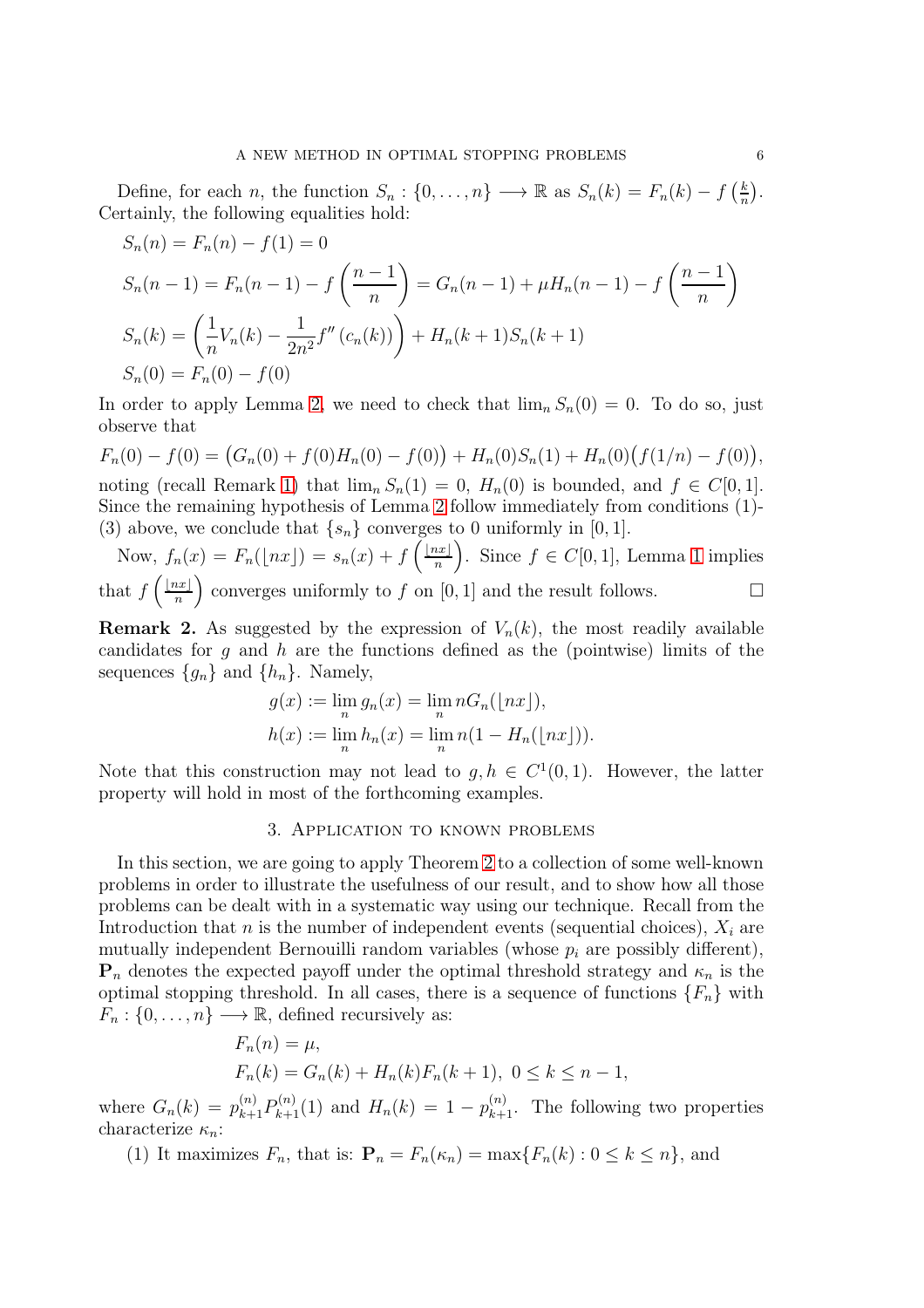Define, for each $n$, the function $S_n : \{0, \ldots, n\} \longrightarrow \mathbb{R}$ as $S_n(k) = F_n(k) - f\left(\frac{k}{n}\right)$. Certainly, the following equalities hold:

$$
\begin{aligned}
S_n(n) &= F_n(n) - f(1) = 0 \\
S_n(n-1) &= F_n(n-1) - f\left(\frac{n-1}{n}\right) = G_n(n-1) + \mu H_n(n-1) - f\left(\frac{n-1}{n}\right) \\
S_n(k) &= \left(\frac{1}{n}V_n(k) - \frac{1}{2n^2}f''\left(c_n(k)\right)\right) + H_n(k+1)S_n(k+1) \\
S_n(0) &= F_n(0) - f(0)
\end{aligned}
$$

In order to apply Lemma 2, we need to check that $\lim_n S_n(0) = 0$. To do so, just observe that

$$
F_n(0) - f(0) = \big(G_n(0) + f(0)H_n(0) - f(0)\big) + H_n(0)S_n(1) + H_n(0)\big(f(1/n) - f(0)\big),
$$

noting (recall Remark 1) that $\lim_n S_n(1) = 0$, $H_n(0)$ is bounded, and $f \in C[0,1]$. Since the remaining hypothesis of Lemma 2 follow immediately from conditions (1)-(3) above, we conclude that $\{s_n\}$ converges to 0 uniformly in $[0,1]$.

Now, $f_n(x) = F_n(\lfloor nx \rfloor) = s_n(x) + f\left(\frac{\lfloor nx \rfloor}{n}\right)$. Since $f \in C[0,1]$, Lemma 1 implies that $f\left(\frac{\lfloor nx \rfloor}{n}\right)$ converges uniformly to $f$ on $[0,1]$ and the result follows. $\square$

**Remark 2.** As suggested by the expression of $V_n(k)$, the most readily available candidates for $g$ and $h$ are the functions defined as the (pointwise) limits of the sequences $\{g_n\}$ and $\{h_n\}$. Namely,

$$
\begin{aligned}
g(x) &:= \lim_n g_n(x) = \lim_n nG_n(\lfloor nx \rfloor), \\
h(x) &:= \lim_n h_n(x) = \lim_n n(1 - H_n(\lfloor nx \rfloor)).
\end{aligned}
$$

Note that this construction may not lead to $g, h \in C^1(0,1)$. However, the latter property will hold in most of the forthcoming examples.

## 3. Application to known problems

In this section, we are going to apply Theorem 2 to a collection of some well-known problems in order to illustrate the usefulness of our result, and to show how all those problems can be dealt with in a systematic way using our technique. Recall from the Introduction that $n$ is the number of independent events (sequential choices), $X_i$ are mutually independent Bernouilli random variables (whose $p_i$ are possibly different), $\mathbf{P}_n$ denotes the expected payoff under the optimal threshold strategy and $\kappa_n$ is the optimal stopping threshold. In all cases, there is a sequence of functions $\{F_n\}$ with $F_n : \{0, \ldots, n\} \longrightarrow \mathbb{R}$, defined recursively as:

$$
\begin{aligned}
F_n(n) &= \mu, \\
F_n(k) &= G_n(k) + H_n(k)F_n(k+1), \ 0 \le k \le n-1,
\end{aligned}
$$

where $G_n(k) = p_{k+1}^{(n)} P_{k+1}^{(n)}(1)$ and $H_n(k) = 1 - p_{k+1}^{(n)}$. The following two properties characterize $\kappa_n$:

(1) It maximizes $F_n$, that is: $\mathbf{P}_n = F_n(\kappa_n) = \max\{F_n(k) : 0 \le k \le n\}$, and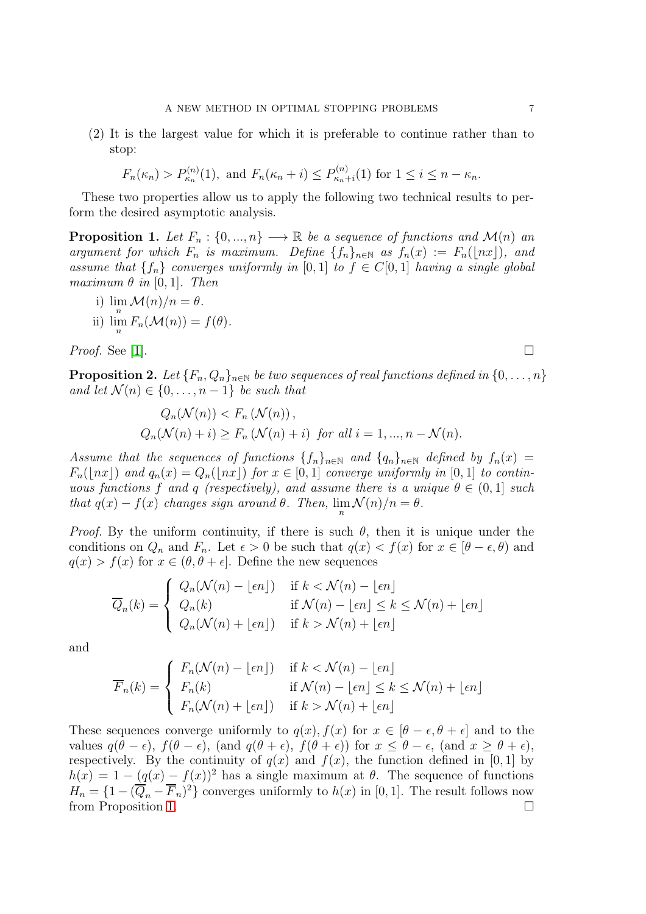(2) It is the largest value for which it is preferable to continue rather than to stop:

$$F_n(\kappa_n) > P^{(n)}_{\kappa_n}(1), \text{ and } F_n(\kappa_n + i) \leq P^{(n)}_{\kappa_n+i}(1) \text{ for } 1 \leq i \leq n - \kappa_n.$$

These two properties allow us to apply the following two technical results to perform the desired asymptotic analysis.

**Proposition 1.** *Let $F_n : \{0, ..., n\} \longrightarrow \mathbb{R}$ be a sequence of functions and $\mathcal{M}(n)$ an argument for which $F_n$ is maximum. Define $\{f_n\}_{n\in\mathbb{N}}$ as $f_n(x) := F_n(\lfloor nx \rfloor)$, and assume that $\{f_n\}$ converges uniformly in $[0, 1]$ to $f \in C[0, 1]$ having a single global maximum $\theta$ in $[0, 1]$. Then*

i) $\lim_n \mathcal{M}(n)/n = \theta.$

ii) $\lim_n F_n(\mathcal{M}(n)) = f(\theta).$

*Proof.* See [1]. □

**Proposition 2.** *Let $\{F_n, Q_n\}_{n\in\mathbb{N}}$ be two sequences of real functions defined in $\{0, \dots, n\}$ and let $\mathcal{N}(n) \in \{0, \dots, n-1\}$ be such that*

$$Q_n(\mathcal{N}(n)) < F_n(\mathcal{N}(n)),$$
$$Q_n(\mathcal{N}(n) + i) \geq F_n(\mathcal{N}(n) + i) \text{ for all } i = 1, ..., n - \mathcal{N}(n).$$

*Assume that the sequences of functions $\{f_n\}_{n\in\mathbb{N}}$ and $\{q_n\}_{n\in\mathbb{N}}$ defined by $f_n(x) = F_n(\lfloor nx \rfloor)$ and $q_n(x) = Q_n(\lfloor nx \rfloor)$ for $x \in [0, 1]$ converge uniformly in $[0, 1]$ to continuous functions $f$ and $q$ (respectively), and assume there is a unique $\theta \in (0, 1]$ such that $q(x) - f(x)$ changes sign around $\theta$. Then, $\lim_n \mathcal{N}(n)/n = \theta$.*

*Proof.* By the uniform continuity, if there is such $\theta$, then it is unique under the conditions on $Q_n$ and $F_n$. Let $\epsilon > 0$ be such that $q(x) < f(x)$ for $x \in [\theta - \epsilon, \theta)$ and $q(x) > f(x)$ for $x \in (\theta, \theta + \epsilon]$. Define the new sequences

$$\overline{Q}_n(k) = \begin{cases} Q_n(\mathcal{N}(n) - \lfloor \epsilon n \rfloor) & \text{if } k < \mathcal{N}(n) - \lfloor \epsilon n \rfloor \\ Q_n(k) & \text{if } \mathcal{N}(n) - \lfloor \epsilon n \rfloor \leq k \leq \mathcal{N}(n) + \lfloor \epsilon n \rfloor \\ Q_n(\mathcal{N}(n) + \lfloor \epsilon n \rfloor) & \text{if } k > \mathcal{N}(n) + \lfloor \epsilon n \rfloor \end{cases}$$

and

$$\overline{F}_n(k) = \begin{cases} F_n(\mathcal{N}(n) - \lfloor \epsilon n \rfloor) & \text{if } k < \mathcal{N}(n) - \lfloor \epsilon n \rfloor \\ F_n(k) & \text{if } \mathcal{N}(n) - \lfloor \epsilon n \rfloor \leq k \leq \mathcal{N}(n) + \lfloor \epsilon n \rfloor \\ F_n(\mathcal{N}(n) + \lfloor \epsilon n \rfloor) & \text{if } k > \mathcal{N}(n) + \lfloor \epsilon n \rfloor \end{cases}$$

These sequences converge uniformly to $q(x), f(x)$ for $x \in [\theta - \epsilon, \theta + \epsilon]$ and to the values $q(\theta - \epsilon)$, $f(\theta - \epsilon)$, (and $q(\theta + \epsilon)$, $f(\theta + \epsilon)$) for $x \leq \theta - \epsilon$, (and $x \geq \theta + \epsilon$), respectively. By the continuity of $q(x)$ and $f(x)$, the function defined in $[0, 1]$ by $h(x) = 1 - (q(x) - f(x))^2$ has a single maximum at $\theta$. The sequence of functions $H_n = \{1 - (\overline{Q}_n - \overline{F}_n)^2\}$ converges uniformly to $h(x)$ in $[0, 1]$. The result follows now from Proposition 1. □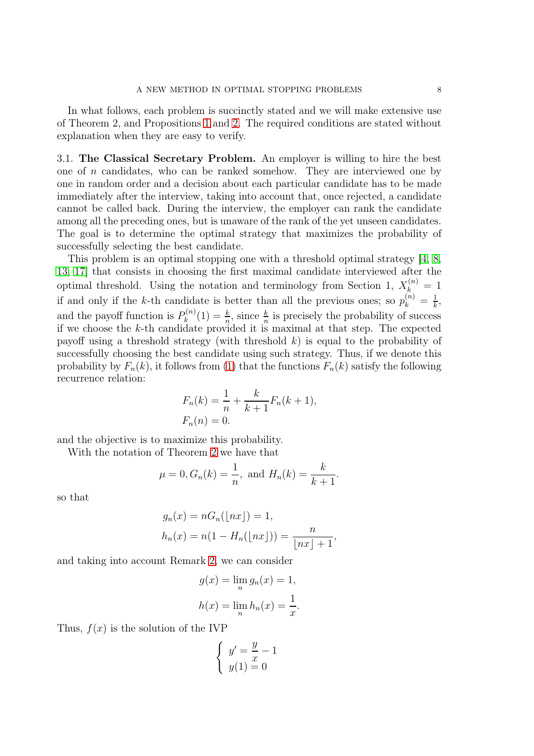In what follows, each problem is succinctly stated and we will make extensive use of Theorem 2, and Propositions 1 and 2. The required conditions are stated without explanation when they are easy to verify.

3.1. **The Classical Secretary Problem.** An employer is willing to hire the best one of $n$ candidates, who can be ranked somehow. They are interviewed one by one in random order and a decision about each particular candidate has to be made immediately after the interview, taking into account that, once rejected, a candidate cannot be called back. During the interview, the employer can rank the candidate among all the preceding ones, but is unaware of the rank of the yet unseen candidates. The goal is to determine the optimal strategy that maximizes the probability of successfully selecting the best candidate.

This problem is an optimal stopping one with a threshold optimal strategy [4, 8, 13, 17] that consists in choosing the first maximal candidate interviewed after the optimal threshold. Using the notation and terminology from Section 1, $X_k^{(n)} = 1$ if and only if the $k$-th candidate is better than all the previous ones; so $p_k^{(n)} = \frac{1}{k}$, and the payoff function is $P_k^{(n)}(1) = \frac{k}{n}$, since $\frac{k}{n}$ is precisely the probability of success if we choose the $k$-th candidate provided it is maximal at that step. The expected payoff using a threshold strategy (with threshold $k$) is equal to the probability of successfully choosing the best candidate using such strategy. Thus, if we denote this probability by $F_n(k)$, it follows from (1) that the functions $F_n(k)$ satisfy the following recurrence relation:

$$
\begin{aligned}
F_n(k) &= \frac{1}{n} + \frac{k}{k+1} F_n(k+1), \\
F_n(n) &= 0.
\end{aligned}
$$

and the objective is to maximize this probability.

With the notation of Theorem 2 we have that

$$
\mu = 0, G_n(k) = \frac{1}{n}, \text{ and } H_n(k) = \frac{k}{k+1}.
$$

so that

$$
\begin{aligned}
g_n(x) &= nG_n(\lfloor nx \rfloor) = 1, \\
h_n(x) &= n(1 - H_n(\lfloor nx \rfloor)) = \frac{n}{\lfloor nx \rfloor + 1},
\end{aligned}
$$

and taking into account Remark 2, we can consider

$$
\begin{aligned}
g(x) &= \lim_n g_n(x) = 1, \\
h(x) &= \lim_n h_n(x) = \frac{1}{x}.
\end{aligned}
$$

Thus, $f(x)$ is the solution of the IVP

$$
\begin{cases}
y' = \dfrac{y}{x} - 1 \\
y(1) = 0
\end{cases}
$$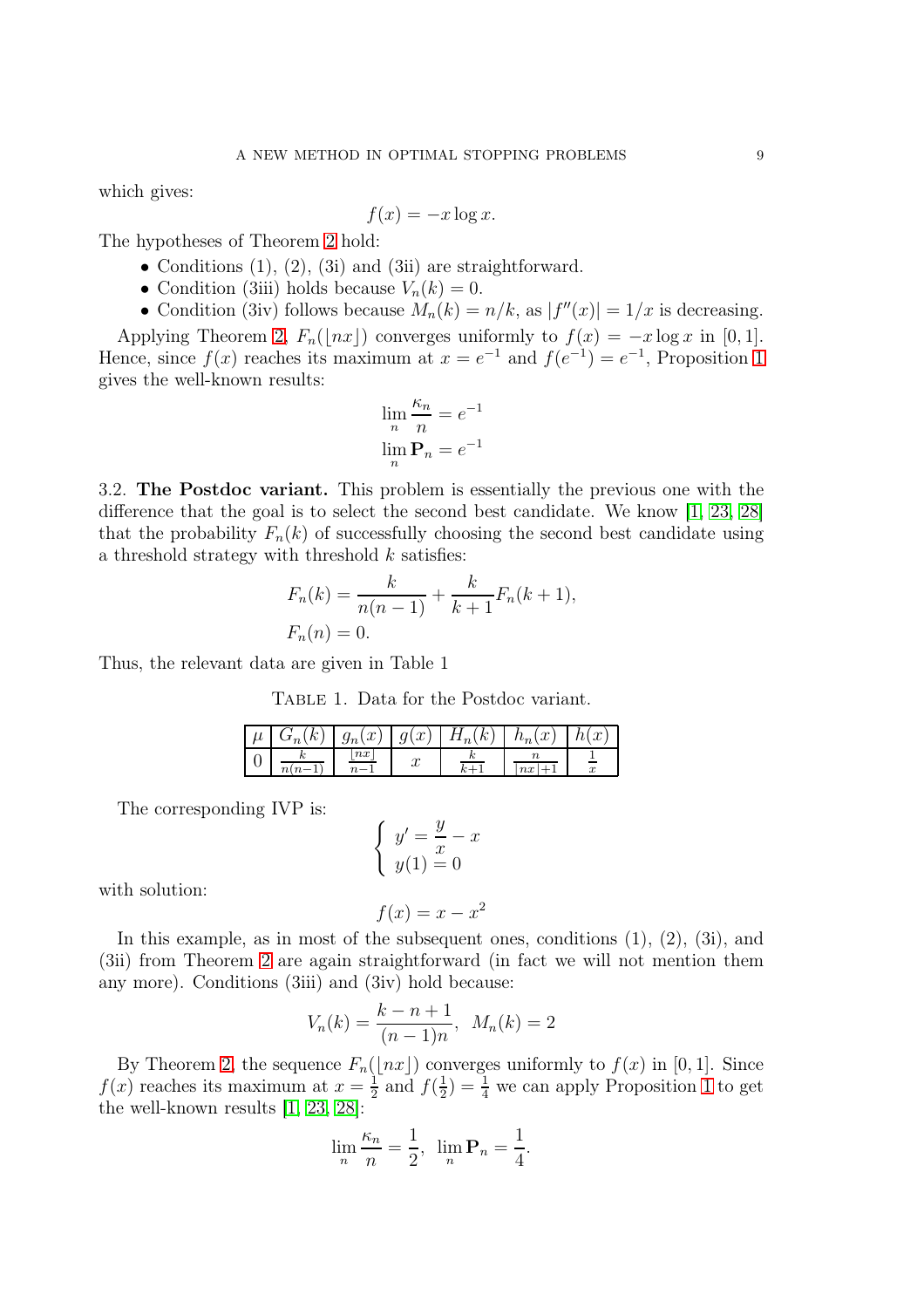which gives:

$$f(x) = -x \log x.$$

The hypotheses of Theorem 2 hold:

- Conditions (1), (2), (3i) and (3ii) are straightforward.
- Condition (3iii) holds because $V_n(k) = 0$.
- Condition (3iv) follows because $M_n(k) = n/k$, as $|f''(x)| = 1/x$ is decreasing.

Applying Theorem 2, $F_n(\lfloor nx \rfloor)$ converges uniformly to $f(x) = -x \log x$ in $[0,1]$. Hence, since $f(x)$ reaches its maximum at $x = e^{-1}$ and $f(e^{-1}) = e^{-1}$, Proposition 1 gives the well-known results:

$$\lim_n \frac{\kappa_n}{n} = e^{-1}$$
$$\lim_n \mathbf{P}_n = e^{-1}$$

3.2. **The Postdoc variant.** This problem is essentially the previous one with the difference that the goal is to select the second best candidate. We know [1, 23, 28] that the probability $F_n(k)$ of successfully choosing the second best candidate using a threshold strategy with threshold $k$ satisfies:

$$F_n(k) = \frac{k}{n(n-1)} + \frac{k}{k+1} F_n(k+1),$$
$$F_n(n) = 0.$$

Thus, the relevant data are given in Table 1

Table 1. Data for the Postdoc variant.

| $\mu$ | $G_n(k)$ | $g_n(x)$ | $g(x)$ | $H_n(k)$ | $h_n(x)$ | $h(x)$ |
|---|---|---|---|---|---|---|
| 0 | $\frac{k}{n(n-1)}$ | $\frac{\lfloor nx \rfloor}{n-1}$ | $x$ | $\frac{k}{k+1}$ | $\frac{n}{\lfloor nx \rfloor + 1}$ | $\frac{1}{x}$ |

The corresponding IVP is:

$$\begin{cases} y' = \dfrac{y}{x} - x \\ y(1) = 0 \end{cases}$$

with solution:

$$f(x) = x - x^2$$

In this example, as in most of the subsequent ones, conditions (1), (2), (3i), and (3ii) from Theorem 2 are again straightforward (in fact we will not mention them any more). Conditions (3iii) and (3iv) hold because:

$$V_n(k) = \frac{k - n + 1}{(n-1)n}, \;\; M_n(k) = 2$$

By Theorem 2, the sequence $F_n(\lfloor nx \rfloor)$ converges uniformly to $f(x)$ in $[0,1]$. Since $f(x)$ reaches its maximum at $x = \frac{1}{2}$ and $f(\frac{1}{2}) = \frac{1}{4}$ we can apply Proposition 1 to get the well-known results [1, 23, 28]:

$$\lim_n \frac{\kappa_n}{n} = \frac{1}{2}, \;\; \lim_n \mathbf{P}_n = \frac{1}{4}.$$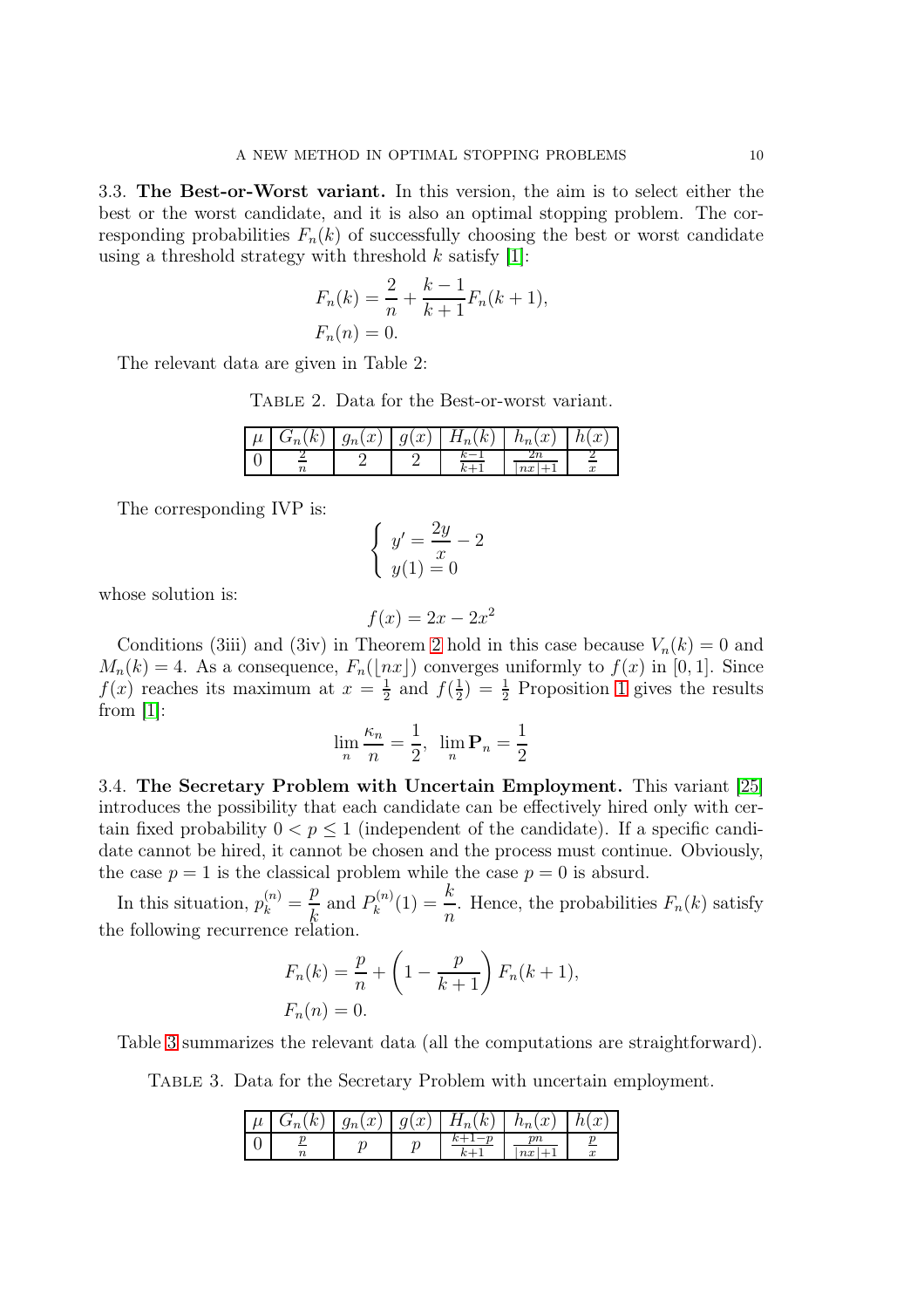### 3.3. The Best-or-Worst variant.

In this version, the aim is to select either the best or the worst candidate, and it is also an optimal stopping problem. The corresponding probabilities $F_n(k)$ of successfully choosing the best or worst candidate using a threshold strategy with threshold $k$ satisfy [1]:

$$
\begin{aligned}
F_n(k) &= \frac{2}{n} + \frac{k-1}{k+1} F_n(k+1), \\
F_n(n) &= 0.
\end{aligned}
$$

The relevant data are given in Table 2:

Table 2. Data for the Best-or-worst variant.

| $\mu$ | $G_n(k)$ | $g_n(x)$ | $g(x)$ | $H_n(k)$ | $h_n(x)$ | $h(x)$ |
|---|---|---|---|---|---|---|
| 0 | $\frac{2}{n}$ | 2 | 2 | $\frac{k-1}{k+1}$ | $\frac{2n}{\lfloor nx \rfloor + 1}$ | $\frac{2}{x}$ |

The corresponding IVP is:

$$
\begin{cases} y' = \dfrac{2y}{x} - 2 \\ y(1) = 0 \end{cases}
$$

whose solution is:

$$
f(x) = 2x - 2x^2
$$

Conditions (3iii) and (3iv) in Theorem 2 hold in this case because $V_n(k) = 0$ and $M_n(k) = 4$. As a consequence, $F_n(\lfloor nx \rfloor)$ converges uniformly to $f(x)$ in $[0,1]$. Since $f(x)$ reaches its maximum at $x = \frac{1}{2}$ and $f(\frac{1}{2}) = \frac{1}{2}$ Proposition 1 gives the results from [1]:

$$
\lim_n \frac{\kappa_n}{n} = \frac{1}{2}, \quad \lim_n \mathbf{P}_n = \frac{1}{2}
$$

### 3.4. The Secretary Problem with Uncertain Employment.

This variant [25] introduces the possibility that each candidate can be effectively hired only with certain fixed probability $0 < p \leq 1$ (independent of the candidate). If a specific candidate cannot be hired, it cannot be chosen and the process must continue. Obviously, the case $p = 1$ is the classical problem while the case $p = 0$ is absurd.

In this situation, $p_k^{(n)} = \dfrac{p}{k}$ and $P_k^{(n)}(1) = \dfrac{k}{n}$. Hence, the probabilities $F_n(k)$ satisfy the following recurrence relation.

$$
\begin{aligned}
F_n(k) &= \frac{p}{n} + \left(1 - \frac{p}{k+1}\right) F_n(k+1), \\
F_n(n) &= 0.
\end{aligned}
$$

Table 3 summarizes the relevant data (all the computations are straightforward).

Table 3. Data for the Secretary Problem with uncertain employment.

| $\mu$ | $G_n(k)$ | $g_n(x)$ | $g(x)$ | $H_n(k)$ | $h_n(x)$ | $h(x)$ |
|---|---|---|---|---|---|---|
| 0 | $\frac{p}{n}$ | $p$ | $p$ | $\frac{k+1-p}{k+1}$ | $\frac{pn}{\lfloor nx \rfloor + 1}$ | $\frac{p}{x}$ |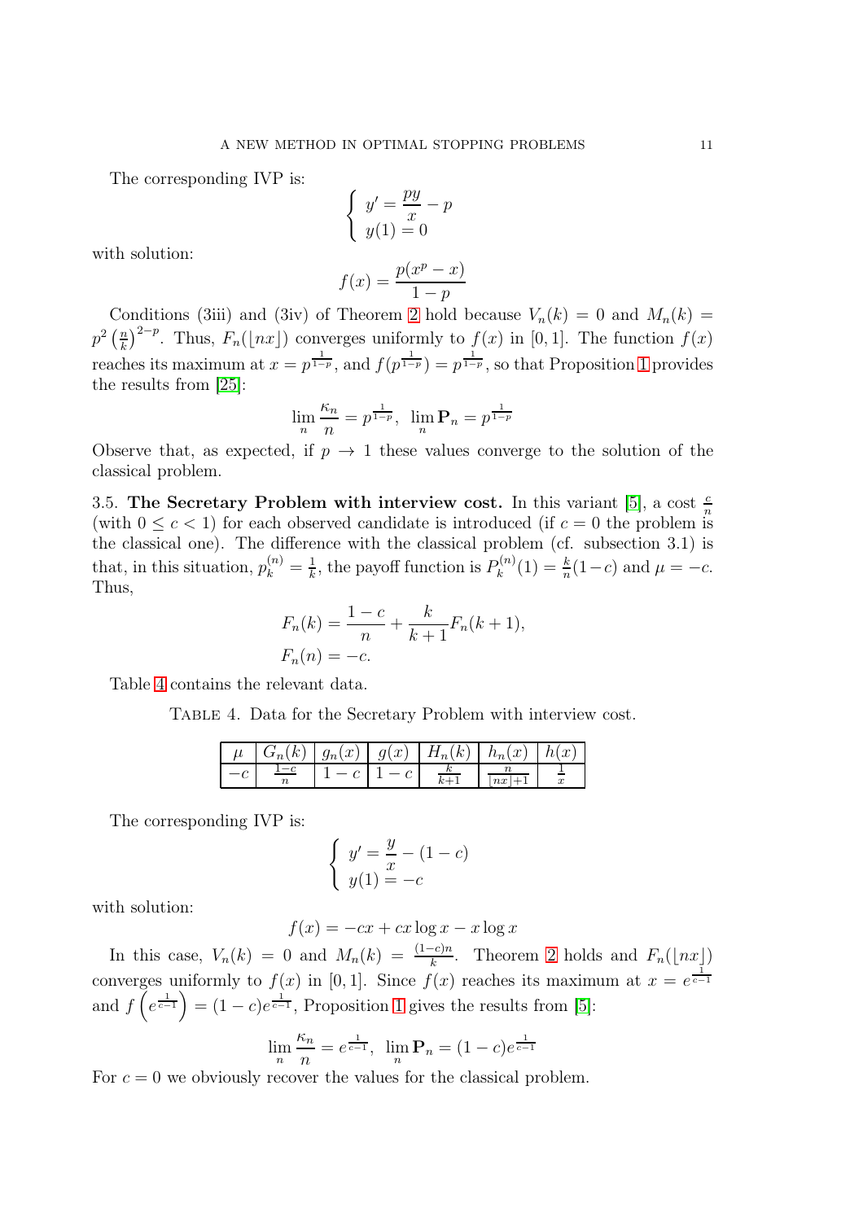The corresponding IVP is:

$$\begin{cases} y' = \dfrac{py}{x} - p \\ y(1) = 0 \end{cases}$$

with solution:

$$f(x) = \frac{p(x^p - x)}{1-p}$$

Conditions (3iii) and (3iv) of Theorem 2 hold because $V_n(k) = 0$ and $M_n(k) = p^2 \left(\frac{n}{k}\right)^{2-p}$. Thus, $F_n(\lfloor nx \rfloor)$ converges uniformly to $f(x)$ in $[0,1]$. The function $f(x)$ reaches its maximum at $x = p^{\frac{1}{1-p}}$, and $f(p^{\frac{1}{1-p}}) = p^{\frac{1}{1-p}}$, so that Proposition 1 provides the results from [25]:

$$\lim_n \frac{\kappa_n}{n} = p^{\frac{1}{1-p}}, \ \ \lim_n \mathbf{P}_n = p^{\frac{1}{1-p}}$$

Observe that, as expected, if $p \to 1$ these values converge to the solution of the classical problem.

3.5. **The Secretary Problem with interview cost.** In this variant [5], a cost $\frac{c}{n}$ (with $0 \leq c < 1$) for each observed candidate is introduced (if $c = 0$ the problem is the classical one). The difference with the classical problem (cf. subsection 3.1) is that, in this situation, $p_k^{(n)} = \frac{1}{k}$, the payoff function is $P_k^{(n)}(1) = \frac{k}{n}(1-c)$ and $\mu = -c$. Thus,

$$F_n(k) = \frac{1-c}{n} + \frac{k}{k+1} F_n(k+1),$$
$$F_n(n) = -c.$$

Table 4 contains the relevant data.

Table 4. Data for the Secretary Problem with interview cost.

| $\mu$ | $G_n(k)$ | $g_n(x)$ | $g(x)$ | $H_n(k)$ | $h_n(x)$ | $h(x)$ |
|---|---|---|---|---|---|---|
| $-c$ | $\frac{1-c}{n}$ | $1-c$ | $1-c$ | $\frac{k}{k+1}$ | $\frac{n}{\lfloor nx \rfloor + 1}$ | $\frac{1}{x}$ |

The corresponding IVP is:

$$\begin{cases} y' = \dfrac{y}{x} - (1-c) \\ y(1) = -c \end{cases}$$

with solution:

$$f(x) = -cx + cx \log x - x \log x$$

In this case, $V_n(k) = 0$ and $M_n(k) = \frac{(1-c)n}{k}$. Theorem 2 holds and $F_n(\lfloor nx \rfloor)$ converges uniformly to $f(x)$ in $[0,1]$. Since $f(x)$ reaches its maximum at $x = e^{\frac{1}{c-1}}$ and $f\left(e^{\frac{1}{c-1}}\right) = (1-c)e^{\frac{1}{c-1}}$, Proposition 1 gives the results from [5]:

$$\lim_n \frac{\kappa_n}{n} = e^{\frac{1}{c-1}}, \ \ \lim_n \mathbf{P}_n = (1-c)e^{\frac{1}{c-1}}$$

For $c = 0$ we obviously recover the values for the classical problem.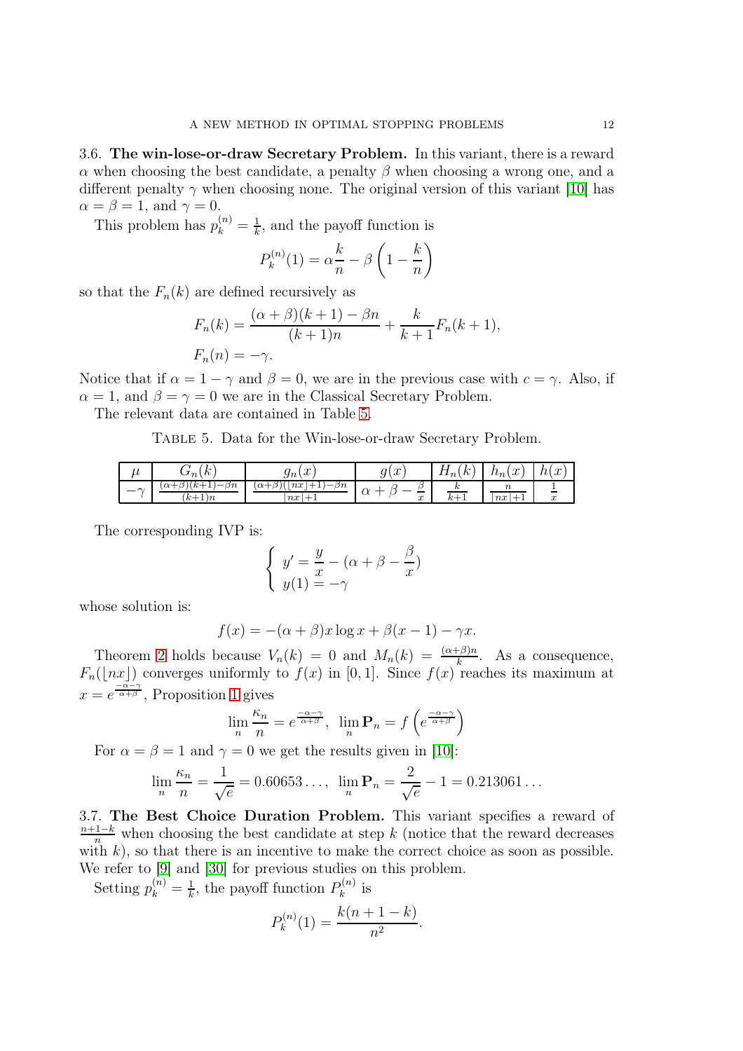3.6. **The win-lose-or-draw Secretary Problem.** In this variant, there is a reward $\alpha$ when choosing the best candidate, a penalty $\beta$ when choosing a wrong one, and a different penalty $\gamma$ when choosing none. The original version of this variant [10] has $\alpha = \beta = 1$, and $\gamma = 0$.

This problem has $p_k^{(n)} = \frac{1}{k}$, and the payoff function is

$$P_k^{(n)}(1) = \alpha \frac{k}{n} - \beta \left(1 - \frac{k}{n}\right)$$

so that the $F_n(k)$ are defined recursively as

$$F_n(k) = \frac{(\alpha+\beta)(k+1) - \beta n}{(k+1)n} + \frac{k}{k+1} F_n(k+1),$$
$$F_n(n) = -\gamma.$$

Notice that if $\alpha = 1 - \gamma$ and $\beta = 0$, we are in the previous case with $c = \gamma$. Also, if $\alpha = 1$, and $\beta = \gamma = 0$ we are in the Classical Secretary Problem.

The relevant data are contained in Table 5.

Table 5. Data for the Win-lose-or-draw Secretary Problem.

| $\mu$ | $G_n(k)$ | $g_n(x)$ | $g(x)$ | $H_n(k)$ | $h_n(x)$ | $h(x)$ |
|---|---|---|---|---|---|---|
| $-\gamma$ | $\frac{(\alpha+\beta)(k+1)-\beta n}{(k+1)n}$ | $\frac{(\alpha+\beta)(\lfloor nx \rfloor+1)-\beta n}{\lfloor nx \rfloor+1}$ | $\alpha + \beta - \frac{\beta}{x}$ | $\frac{k}{k+1}$ | $\frac{n}{\lfloor nx \rfloor+1}$ | $\frac{1}{x}$ |

The corresponding IVP is:

$$\begin{cases} y' = \dfrac{y}{x} - (\alpha + \beta - \dfrac{\beta}{x}) \\ y(1) = -\gamma \end{cases}$$

whose solution is:

$$f(x) = -(\alpha+\beta)x \log x + \beta(x-1) - \gamma x.$$

Theorem 2 holds because $V_n(k) = 0$ and $M_n(k) = \frac{(\alpha+\beta)n}{k}$. As a consequence, $F_n(\lfloor nx \rfloor)$ converges uniformly to $f(x)$ in $[0,1]$. Since $f(x)$ reaches its maximum at $x = e^{\frac{-\alpha-\gamma}{\alpha+\beta}}$, Proposition 1 gives

$$\lim_n \frac{\kappa_n}{n} = e^{\frac{-\alpha-\gamma}{\alpha+\beta}}, \quad \lim_n \mathbf{P}_n = f\left(e^{\frac{-\alpha-\gamma}{\alpha+\beta}}\right)$$

For $\alpha = \beta = 1$ and $\gamma = 0$ we get the results given in [10]:

$$\lim_n \frac{\kappa_n}{n} = \frac{1}{\sqrt{e}} = 0.60653\ldots, \quad \lim_n \mathbf{P}_n = \frac{2}{\sqrt{e}} - 1 = 0.213061\ldots$$

3.7. **The Best Choice Duration Problem.** This variant specifies a reward of $\frac{n+1-k}{n}$ when choosing the best candidate at step $k$ (notice that the reward decreases with $k$), so that there is an incentive to make the correct choice as soon as possible. We refer to [9] and [30] for previous studies on this problem.

Setting $p_k^{(n)} = \frac{1}{k}$, the payoff function $P_k^{(n)}$ is

$$P_k^{(n)}(1) = \frac{k(n+1-k)}{n^2}.$$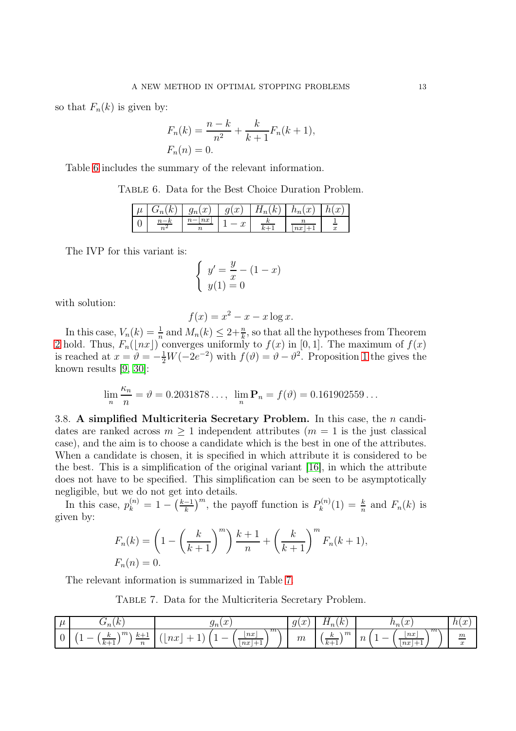so that $F_n(k)$ is given by:

$$F_n(k) = \frac{n-k}{n^2} + \frac{k}{k+1}F_n(k+1),$$
$$F_n(n) = 0.$$

Table 6 includes the summary of the relevant information.

Table 6. Data for the Best Choice Duration Problem.

| $\mu$ | $G_n(k)$ | $g_n(x)$ | $g(x)$ | $H_n(k)$ | $h_n(x)$ | $h(x)$ |
|---|---|---|---|---|---|---|
| 0 | $\frac{n-k}{n^2}$ | $\frac{n-\lfloor nx \rfloor}{n}$ | $1-x$ | $\frac{k}{k+1}$ | $\frac{n}{\lfloor nx \rfloor+1}$ | $\frac{1}{x}$ |

The IVP for this variant is:

$$\begin{cases} y' = \dfrac{y}{x} - (1-x) \\ y(1) = 0 \end{cases}$$

with solution:

$$f(x) = x^2 - x - x\log x.$$

In this case, $V_n(k) = \frac{1}{n}$ and $M_n(k) \leq 2+\frac{n}{k}$, so that all the hypotheses from Theorem 2 hold. Thus, $F_n(\lfloor nx \rfloor)$ converges uniformly to $f(x)$ in $[0,1]$. The maximum of $f(x)$ is reached at $x = \vartheta = -\frac{1}{2}W(-2e^{-2})$ with $f(\vartheta) = \vartheta - \vartheta^2$. Proposition 1 the gives the known results [9, 30]:

$$\lim_n \frac{\kappa_n}{n} = \vartheta = 0.2031878\ldots, \quad \lim_n \mathbf{P}_n = f(\vartheta) = 0.161902559\ldots$$

3.8. **A simplified Multicriteria Secretary Problem.** In this case, the $n$ candidates are ranked across $m \geq 1$ independent attributes ($m = 1$ is the just classical case), and the aim is to choose a candidate which is the best in one of the attributes. When a candidate is chosen, it is specified in which attribute it is considered to be the best. This is a simplification of the original variant [16], in which the attribute does not have to be specified. This simplification can be seen to be asymptotically negligible, but we do not get into details.

In this case, $p_k^{(n)} = 1 - \left(\frac{k-1}{k}\right)^m$, the payoff function is $P_k^{(n)}(1) = \frac{k}{n}$ and $F_n(k)$ is given by:

$$F_n(k) = \left(1 - \left(\frac{k}{k+1}\right)^m\right)\frac{k+1}{n} + \left(\frac{k}{k+1}\right)^m F_n(k+1),$$
$$F_n(n) = 0.$$

The relevant information is summarized in Table 7.

Table 7. Data for the Multicriteria Secretary Problem.

| $\mu$ | $G_n(k)$ | $g_n(x)$ | $g(x)$ | $H_n(k)$ | $h_n(x)$ | $h(x)$ |
|---|---|---|---|---|---|---|
| 0 | $\left(1-\left(\frac{k}{k+1}\right)^m\right)\frac{k+1}{n}$ | $(\lfloor nx \rfloor+1)\left(1-\left(\frac{\lfloor nx \rfloor}{\lfloor nx \rfloor+1}\right)^m\right)$ | $m$ | $\left(\frac{k}{k+1}\right)^m$ | $n\left(1-\left(\frac{\lfloor nx \rfloor}{\lfloor nx \rfloor+1}\right)^m\right)$ | $\frac{m}{x}$ |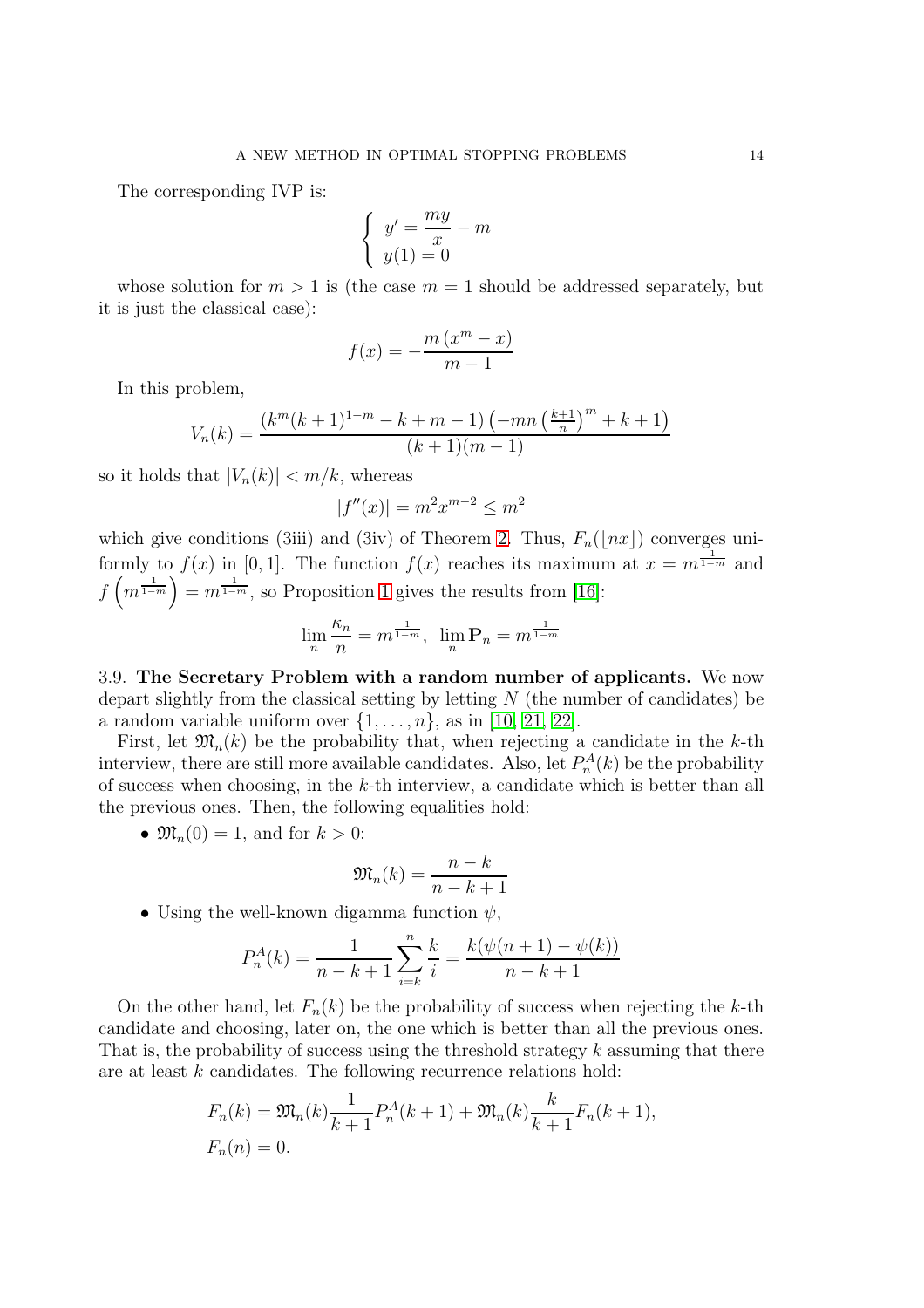The corresponding IVP is:

$$\begin{cases} y' = \dfrac{my}{x} - m \\ y(1) = 0 \end{cases}$$

whose solution for $m > 1$ is (the case $m = 1$ should be addressed separately, but it is just the classical case):

$$f(x) = -\frac{m\left(x^m - x\right)}{m-1}$$

In this problem,

$$V_n(k) = \frac{\left(k^m(k+1)^{1-m} - k + m - 1\right)\left(-mn\left(\frac{k+1}{n}\right)^m + k + 1\right)}{(k+1)(m-1)}$$

so it holds that $|V_n(k)| < m/k$, whereas

$$|f''(x)| = m^2 x^{m-2} \le m^2$$

which give conditions (3iii) and (3iv) of Theorem 2. Thus, $F_n(\lfloor nx \rfloor)$ converges uniformly to $f(x)$ in $[0,1]$. The function $f(x)$ reaches its maximum at $x = m^{\frac{1}{1-m}}$ and $f\left(m^{\frac{1}{1-m}}\right) = m^{\frac{1}{1-m}}$, so Proposition 1 gives the results from [16]:

$$\lim_n \frac{\kappa_n}{n} = m^{\frac{1}{1-m}}, \;\; \lim_n \mathbf{P}_n = m^{\frac{1}{1-m}}$$

### 3.9. The Secretary Problem with a random number of applicants.

We now depart slightly from the classical setting by letting $N$ (the number of candidates) be a random variable uniform over $\{1, \ldots, n\}$, as in [10, 21, 22].

First, let $\mathfrak{M}_n(k)$ be the probability that, when rejecting a candidate in the $k$-th interview, there are still more available candidates. Also, let $P_n^A(k)$ be the probability of success when choosing, in the $k$-th interview, a candidate which is better than all the previous ones. Then, the following equalities hold:

- $\mathfrak{M}_n(0) = 1$, and for $k > 0$:

$$\mathfrak{M}_n(k) = \frac{n-k}{n-k+1}$$

- Using the well-known digamma function $\psi$,

$$P_n^A(k) = \frac{1}{n-k+1}\sum_{i=k}^{n}\frac{k}{i} = \frac{k(\psi(n+1) - \psi(k))}{n-k+1}$$

On the other hand, let $F_n(k)$ be the probability of success when rejecting the $k$-th candidate and choosing, later on, the one which is better than all the previous ones. That is, the probability of success using the threshold strategy $k$ assuming that there are at least $k$ candidates. The following recurrence relations hold:

$$\begin{aligned} F_n(k) &= \mathfrak{M}_n(k)\frac{1}{k+1}P_n^A(k+1) + \mathfrak{M}_n(k)\frac{k}{k+1}F_n(k+1), \\ F_n(n) &= 0. \end{aligned}$$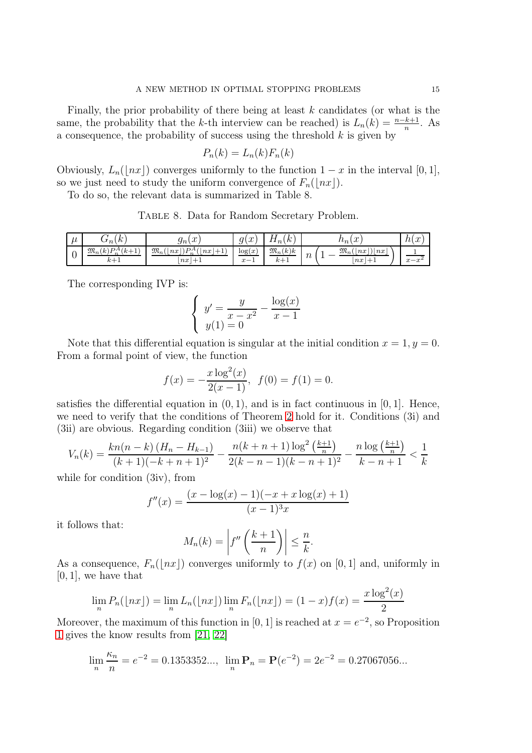Finally, the prior probability of there being at least $k$ candidates (or what is the same, the probability that the $k$-th interview can be reached) is $L_n(k) = \frac{n-k+1}{n}$. As a consequence, the probability of success using the threshold $k$ is given by

$$P_n(k) = L_n(k)F_n(k)$$

Obviously, $L_n(\lfloor nx \rfloor)$ converges uniformly to the function $1-x$ in the interval $[0,1]$, so we just need to study the uniform convergence of $F_n(\lfloor nx \rfloor)$.

To do so, the relevant data is summarized in Table 8.

Table 8. Data for Random Secretary Problem.

| $\mu$ | $G_n(k)$ | $g_n(x)$ | $g(x)$ | $H_n(k)$ | $h_n(x)$ | $h(x)$ |
|---|---|---|---|---|---|---|
| 0 | $\frac{\mathfrak{M}_n(k)P_n^A(k+1)}{k+1}$ | $\frac{\mathfrak{M}_n(\lfloor nx \rfloor)P_n^A(\lfloor nx \rfloor+1)}{\lfloor nx \rfloor+1}$ | $\frac{\log(x)}{x-1}$ | $\frac{\mathfrak{M}_n(k)k}{k+1}$ | $n\left(1-\frac{\mathfrak{M}_n(\lfloor nx \rfloor)\lfloor nx \rfloor}{\lfloor nx \rfloor+1}\right)$ | $\frac{1}{x-x^2}$ |

The corresponding IVP is:

$$\begin{cases} y' = \dfrac{y}{x-x^2} - \dfrac{\log(x)}{x-1} \\ y(1) = 0 \end{cases}$$

Note that this differential equation is singular at the initial condition $x=1, y=0$. From a formal point of view, the function

$$f(x) = -\frac{x\log^2(x)}{2(x-1)}, \;\; f(0) = f(1) = 0.$$

satisfies the differential equation in $(0,1)$, and is in fact continuous in $[0,1]$. Hence, we need to verify that the conditions of Theorem 2 hold for it. Conditions (3i) and (3ii) are obvious. Regarding condition (3iii) we observe that

$$V_n(k) = \frac{kn(n-k)\left(H_n - H_{k-1}\right)}{(k+1)(-k+n+1)^2} - \frac{n(k+n+1)\log^2\left(\frac{k+1}{n}\right)}{2(k-n-1)(k-n+1)^2} - \frac{n\log\left(\frac{k+1}{n}\right)}{k-n+1} < \frac{1}{k}$$

while for condition (3iv), from

$$f''(x) = \frac{(x-\log(x)-1)(-x+x\log(x)+1)}{(x-1)^3x}$$

it follows that:

$$M_n(k) = \left| f''\left(\frac{k+1}{n}\right)\right| \leq \frac{n}{k}.$$

As a consequence, $F_n(\lfloor nx \rfloor)$ converges uniformly to $f(x)$ on $[0,1]$ and, uniformly in $[0,1]$, we have that

$$\lim_n P_n(\lfloor nx \rfloor) = \lim_n L_n(\lfloor nx \rfloor) \lim_n F_n(\lfloor nx \rfloor) = (1-x)f(x) = \frac{x\log^2(x)}{2}$$

Moreover, the maximum of this function in $[0,1]$ is reached at $x=e^{-2}$, so Proposition 1 gives the know results from [21, 22]

$$\lim_n \frac{\kappa_n}{n} = e^{-2} = 0.1353352..., \;\; \lim_n \mathbf{P}_n = \mathbf{P}(e^{-2}) = 2e^{-2} = 0.27067056...$$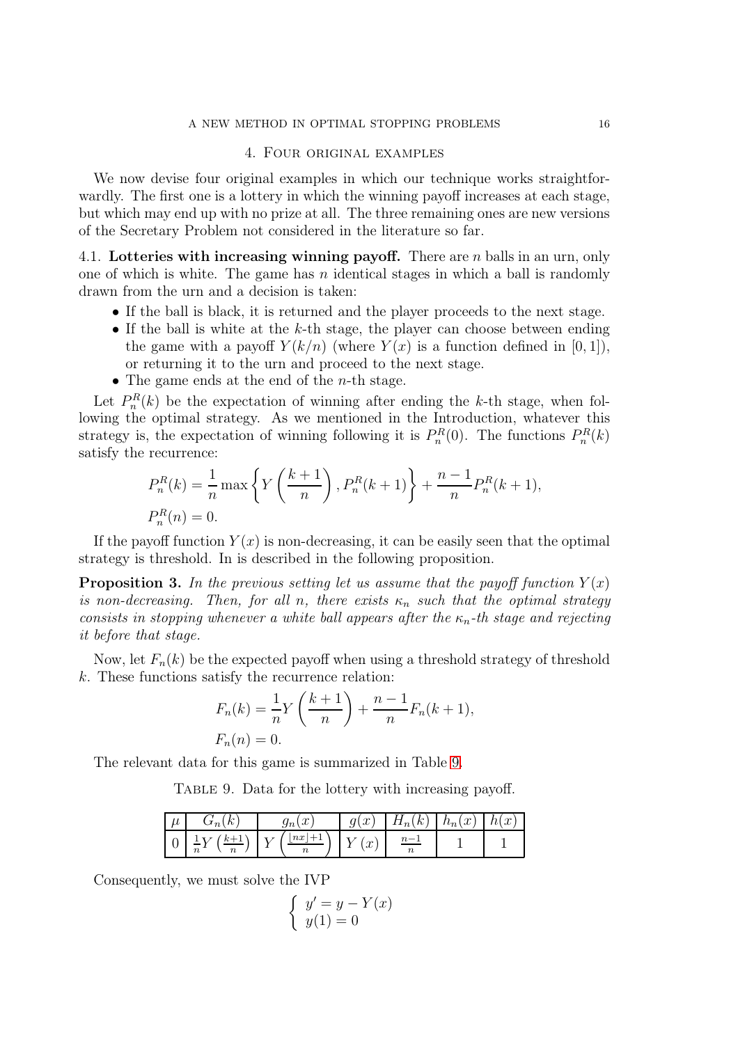## 4. Four original examples

We now devise four original examples in which our technique works straightforwardly. The first one is a lottery in which the winning payoff increases at each stage, but which may end up with no prize at all. The three remaining ones are new versions of the Secretary Problem not considered in the literature so far.

### 4.1. Lotteries with increasing winning payoff.

There are $n$ balls in an urn, only one of which is white. The game has $n$ identical stages in which a ball is randomly drawn from the urn and a decision is taken:

- If the ball is black, it is returned and the player proceeds to the next stage.
- If the ball is white at the $k$-th stage, the player can choose between ending the game with a payoff $Y(k/n)$ (where $Y(x)$ is a function defined in $[0,1]$), or returning it to the urn and proceed to the next stage.
- The game ends at the end of the $n$-th stage.

Let $P_n^R(k)$ be the expectation of winning after ending the $k$-th stage, when following the optimal strategy. As we mentioned in the Introduction, whatever this strategy is, the expectation of winning following it is $P_n^R(0)$. The functions $P_n^R(k)$ satisfy the recurrence:

$$
\begin{aligned}
&P_n^R(k) = \frac{1}{n}\max\left\{Y\left(\frac{k+1}{n}\right), P_n^R(k+1)\right\} + \frac{n-1}{n}P_n^R(k+1),\\
&P_n^R(n) = 0.
\end{aligned}
$$

If the payoff function $Y(x)$ is non-decreasing, it can be easily seen that the optimal strategy is threshold. In is described in the following proposition.

**Proposition 3.** *In the previous setting let us assume that the payoff function $Y(x)$ is non-decreasing. Then, for all $n$, there exists $\kappa_n$ such that the optimal strategy consists in stopping whenever a white ball appears after the $\kappa_n$-th stage and rejecting it before that stage.*

Now, let $F_n(k)$ be the expected payoff when using a threshold strategy of threshold $k$. These functions satisfy the recurrence relation:

$$
\begin{aligned}
&F_n(k) = \frac{1}{n}Y\left(\frac{k+1}{n}\right) + \frac{n-1}{n}F_n(k+1),\\
&F_n(n) = 0.
\end{aligned}
$$

The relevant data for this game is summarized in Table 9.

Table 9. Data for the lottery with increasing payoff.

| $\mu$ | $G_n(k)$ | $g_n(x)$ | $g(x)$ | $H_n(k)$ | $h_n(x)$ | $h(x)$ |
|---|---|---|---|---|---|---|
| 0 | $\frac{1}{n}Y\left(\frac{k+1}{n}\right)$ | $Y\left(\frac{\lfloor nx\rfloor+1}{n}\right)$ | $Y(x)$ | $\frac{n-1}{n}$ | 1 | 1 |

Consequently, we must solve the IVP

$$
\begin{cases}
y' = y - Y(x)\\
y(1) = 0
\end{cases}
$$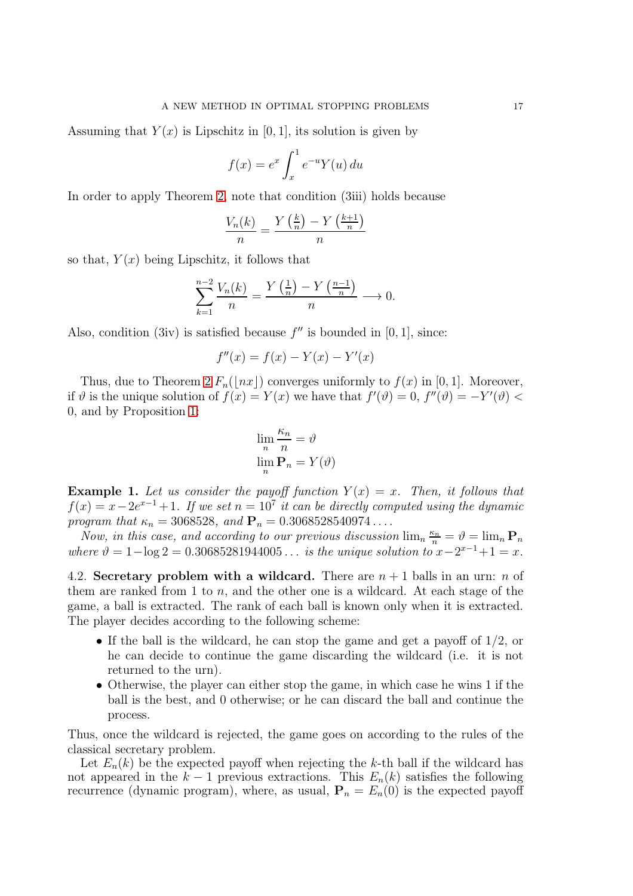Assuming that $Y(x)$ is Lipschitz in $[0,1]$, its solution is given by

$$f(x) = e^x \int_x^1 e^{-u} Y(u)\, du$$

In order to apply Theorem 2, note that condition (3iii) holds because

$$\frac{V_n(k)}{n} = \frac{Y\left(\frac{k}{n}\right) - Y\left(\frac{k+1}{n}\right)}{n}$$

so that, $Y(x)$ being Lipschitz, it follows that

$$\sum_{k=1}^{n-2} \frac{V_n(k)}{n} = \frac{Y\left(\frac{1}{n}\right) - Y\left(\frac{n-1}{n}\right)}{n} \longrightarrow 0.$$

Also, condition (3iv) is satisfied because $f''$ is bounded in $[0,1]$, since:

$$f''(x) = f(x) - Y(x) - Y'(x)$$

Thus, due to Theorem 2 $F_n(\lfloor nx \rfloor)$ converges uniformly to $f(x)$ in $[0,1]$. Moreover, if $\vartheta$ is the unique solution of $f(x) = Y(x)$ we have that $f'(\vartheta) = 0$, $f''(\vartheta) = -Y'(\vartheta) < 0$, and by Proposition 1:

$$\lim_n \frac{\kappa_n}{n} = \vartheta$$
$$\lim_n \mathbf{P}_n = Y(\vartheta)$$

**Example 1.** *Let us consider the payoff function $Y(x) = x$. Then, it follows that $f(x) = x - 2e^{x-1} + 1$. If we set $n = 10^7$ it can be directly computed using the dynamic program that $\kappa_n = 3068528$, and $\mathbf{P}_n = 0.3068528540974\ldots$.*

*Now, in this case, and according to our previous discussion $\lim_n \frac{\kappa_n}{n} = \vartheta = \lim_n \mathbf{P}_n$ where $\vartheta = 1 - \log 2 = 0.30685281944005\ldots$ is the unique solution to $x - 2^{x-1} + 1 = x$.*

### 4.2. Secretary problem with a wildcard.

There are $n+1$ balls in an urn: $n$ of them are ranked from 1 to $n$, and the other one is a wildcard. At each stage of the game, a ball is extracted. The rank of each ball is known only when it is extracted. The player decides according to the following scheme:

- If the ball is the wildcard, he can stop the game and get a payoff of $1/2$, or he can decide to continue the game discarding the wildcard (i.e. it is not returned to the urn).
- Otherwise, the player can either stop the game, in which case he wins 1 if the ball is the best, and 0 otherwise; or he can discard the ball and continue the process.

Thus, once the wildcard is rejected, the game goes on according to the rules of the classical secretary problem.

Let $E_n(k)$ be the expected payoff when rejecting the $k$-th ball if the wildcard has not appeared in the $k-1$ previous extractions. This $E_n(k)$ satisfies the following recurrence (dynamic program), where, as usual, $\mathbf{P}_n = E_n(0)$ is the expected payoff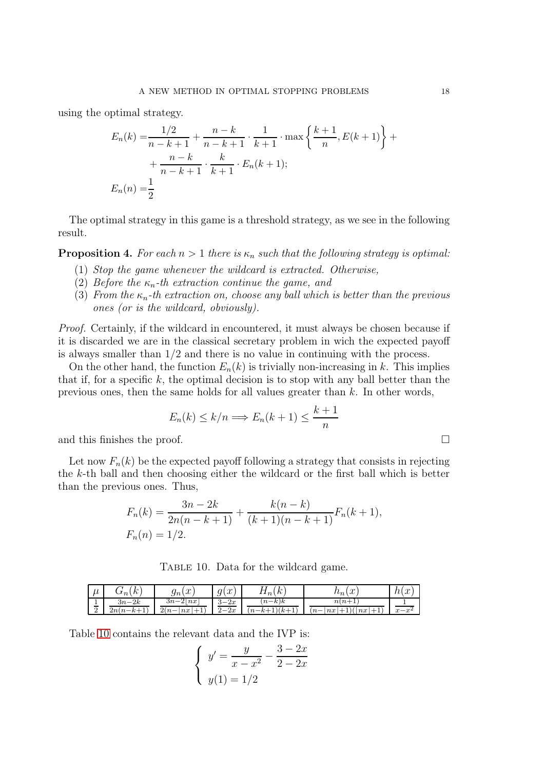using the optimal strategy.

$$
\begin{aligned}
E_n(k) =& \frac{1/2}{n-k+1} + \frac{n-k}{n-k+1} \cdot \frac{1}{k+1} \cdot \max\left\{\frac{k+1}{n}, E(k+1)\right\} + \\
&+ \frac{n-k}{n-k+1} \cdot \frac{k}{k+1} \cdot E_n(k+1); \\
E_n(n) =& \frac{1}{2}
\end{aligned}
$$

The optimal strategy in this game is a threshold strategy, as we see in the following result.

**Proposition 4.** *For each $n > 1$ there is $\kappa_n$ such that the following strategy is optimal:*

1. *Stop the game whenever the wildcard is extracted. Otherwise,*
2. *Before the $\kappa_n$-th extraction continue the game, and*
3. *From the $\kappa_n$-th extraction on, choose any ball which is better than the previous ones (or is the wildcard, obviously).*

*Proof.* Certainly, if the wildcard in encountered, it must always be chosen because if it is discarded we are in the classical secretary problem in wich the expected payoff is always smaller than $1/2$ and there is no value in continuing with the process.

On the other hand, the function $E_n(k)$ is trivially non-increasing in $k$. This implies that if, for a specific $k$, the optimal decision is to stop with any ball better than the previous ones, then the same holds for all values greater than $k$. In other words,

$$
E_n(k) \leq k/n \Longrightarrow E_n(k+1) \leq \frac{k+1}{n}
$$

and this finishes the proof. □

Let now $F_n(k)$ be the expected payoff following a strategy that consists in rejecting the $k$-th ball and then choosing either the wildcard or the first ball which is better than the previous ones. Thus,

$$
\begin{aligned}
F_n(k) &= \frac{3n-2k}{2n(n-k+1)} + \frac{k(n-k)}{(k+1)(n-k+1)} F_n(k+1), \\
F_n(n) &= 1/2.
\end{aligned}
$$

Table 10. Data for the wildcard game.

| $\mu$ | $G_n(k)$ | $g_n(x)$ | $g(x)$ | $H_n(k)$ | $h_n(x)$ | $h(x)$ |
|---|---|---|---|---|---|---|
| $\frac{1}{2}$ | $\frac{3n-2k}{2n(n-k+1)}$ | $\frac{3n-2\lfloor nx\rfloor}{2(n-\lfloor nx\rfloor+1)}$ | $\frac{3-2x}{2-2x}$ | $\frac{(n-k)k}{(n-k+1)(k+1)}$ | $\frac{n(n+1)}{(n-\lfloor nx\rfloor+1)(\lfloor nx\rfloor+1)}$ | $\frac{1}{x-x^2}$ |

Table 10 contains the relevant data and the IVP is:

$$
\begin{cases}
y' = \dfrac{y}{x-x^2} - \dfrac{3-2x}{2-2x} \\
y(1) = 1/2
\end{cases}
$$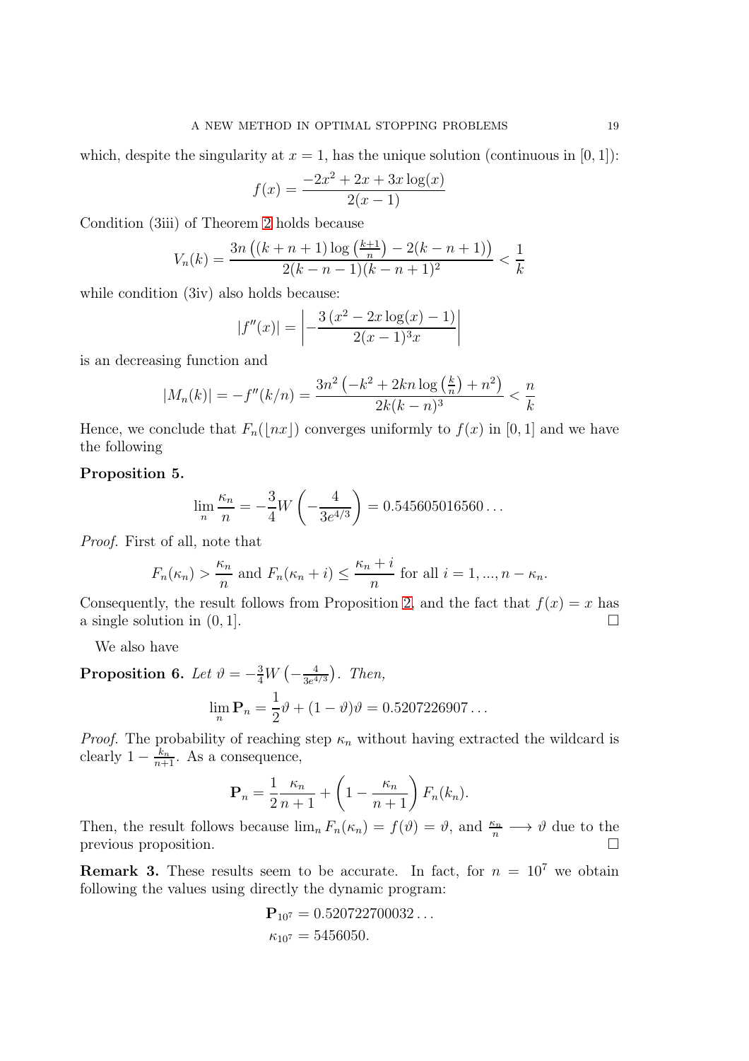which, despite the singularity at $x = 1$, has the unique solution (continuous in $[0, 1]$):

$$f(x) = \frac{-2x^2 + 2x + 3x \log(x)}{2(x-1)}$$

Condition (3iii) of Theorem 2 holds because

$$V_n(k) = \frac{3n\left((k+n+1)\log\left(\frac{k+1}{n}\right) - 2(k-n+1)\right)}{2(k-n-1)(k-n+1)^2} < \frac{1}{k}$$

while condition (3iv) also holds because:

$$|f''(x)| = \left| -\frac{3\left(x^2 - 2x\log(x) - 1\right)}{2(x-1)^3 x} \right|$$

is an decreasing function and

$$|M_n(k)| = -f''(k/n) = \frac{3n^2\left(-k^2 + 2kn\log\left(\frac{k}{n}\right) + n^2\right)}{2k(k-n)^3} < \frac{n}{k}$$

Hence, we conclude that $F_n(\lfloor nx \rfloor)$ converges uniformly to $f(x)$ in $[0, 1]$ and we have the following

**Proposition 5.**

$$\lim_n \frac{\kappa_n}{n} = -\frac{3}{4} W\left(-\frac{4}{3e^{4/3}}\right) = 0.545605016560\ldots$$

*Proof.* First of all, note that

$$F_n(\kappa_n) > \frac{\kappa_n}{n} \text{ and } F_n(\kappa_n + i) \leq \frac{\kappa_n + i}{n} \text{ for all } i = 1, ..., n - \kappa_n.$$

Consequently, the result follows from Proposition 2, and the fact that $f(x) = x$ has a single solution in $(0, 1]$. □

We also have

**Proposition 6.** *Let* $\vartheta = -\frac{3}{4} W\left(-\frac{4}{3e^{4/3}}\right)$*. Then,*

$$\lim_n \mathbf{P}_n = \frac{1}{2}\vartheta + (1 - \vartheta)\vartheta = 0.5207226907\ldots$$

*Proof.* The probability of reaching step $\kappa_n$ without having extracted the wildcard is clearly $1 - \frac{k_n}{n+1}$. As a consequence,

$$\mathbf{P}_n = \frac{1}{2}\frac{\kappa_n}{n+1} + \left(1 - \frac{\kappa_n}{n+1}\right) F_n(k_n).$$

Then, the result follows because $\lim_n F_n(\kappa_n) = f(\vartheta) = \vartheta$, and $\frac{\kappa_n}{n} \longrightarrow \vartheta$ due to the previous proposition. □

**Remark 3.** These results seem to be accurate. In fact, for $n = 10^7$ we obtain following the values using directly the dynamic program:

$$\mathbf{P}_{10^7} = 0.520722700032\ldots$$
$$\kappa_{10^7} = 5456050.$$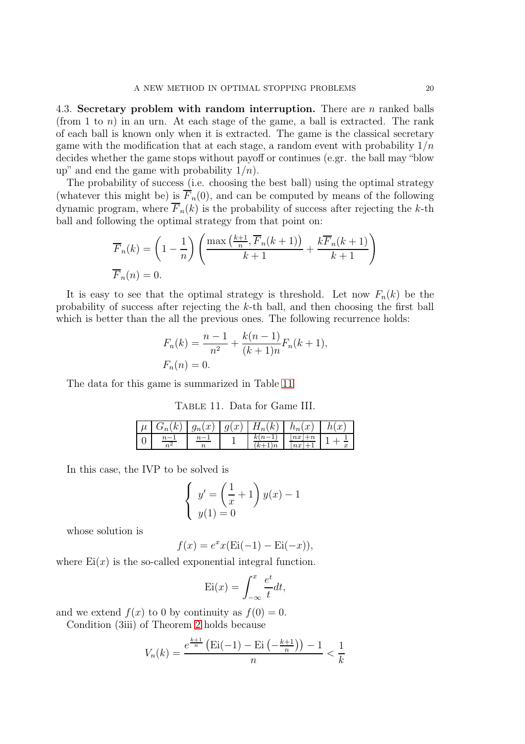4.3. **Secretary problem with random interruption.** There are $n$ ranked balls (from 1 to $n$) in an urn. At each stage of the game, a ball is extracted. The rank of each ball is known only when it is extracted. The game is the classical secretary game with the modification that at each stage, a random event with probability $1/n$ decides whether the game stops without payoff or continues (e.gr. the ball may "blow up" and end the game with probability $1/n$).

The probability of success (i.e. choosing the best ball) using the optimal strategy (whatever this might be) is $\overline{F}_n(0)$, and can be computed by means of the following dynamic program, where $\overline{F}_n(k)$ is the probability of success after rejecting the $k$-th ball and following the optimal strategy from that point on:

$$\overline{F}_n(k) = \left(1 - \frac{1}{n}\right)\left(\frac{\max\left(\frac{k+1}{n}, \overline{F}_n(k+1)\right)}{k+1} + \frac{k\overline{F}_n(k+1)}{k+1}\right)$$
$$\overline{F}_n(n) = 0.$$

It is easy to see that the optimal strategy is threshold. Let now $F_n(k)$ be the probability of success after rejecting the $k$-th ball, and then choosing the first ball which is better than the all the previous ones. The following recurrence holds:

$$F_n(k) = \frac{n-1}{n^2} + \frac{k(n-1)}{(k+1)n}F_n(k+1),$$
$$F_n(n) = 0.$$

The data for this game is summarized in Table 11.

Table 11. Data for Game III.

| $\mu$ | $G_n(k)$ | $g_n(x)$ | $g(x)$ | $H_n(k)$ | $h_n(x)$ | $h(x)$ |
|---|---|---|---|---|---|---|
| 0 | $\frac{n-1}{n^2}$ | $\frac{n-1}{n}$ | 1 | $\frac{k(n-1)}{(k+1)n}$ | $\frac{\lfloor nx \rfloor + n}{\lfloor nx \rfloor + 1}$ | $1 + \frac{1}{x}$ |

In this case, the IVP to be solved is

$$\begin{cases} y' = \left(\frac{1}{x} + 1\right) y(x) - 1 \\ y(1) = 0 \end{cases}$$

whose solution is

$$f(x) = e^x x(\mathrm{Ei}(-1) - \mathrm{Ei}(-x)),$$

where $\mathrm{Ei}(x)$ is the so-called exponential integral function.

$$\mathrm{Ei}(x) = \int_{-\infty}^{x} \frac{e^t}{t} dt,$$

and we extend $f(x)$ to 0 by continuity as $f(0) = 0$.

Condition (3iii) of Theorem 2 holds because

$$V_n(k) = \frac{e^{\frac{k+1}{n}}\left(\mathrm{Ei}(-1) - \mathrm{Ei}\left(-\frac{k+1}{n}\right)\right) - 1}{n} < \frac{1}{k}$$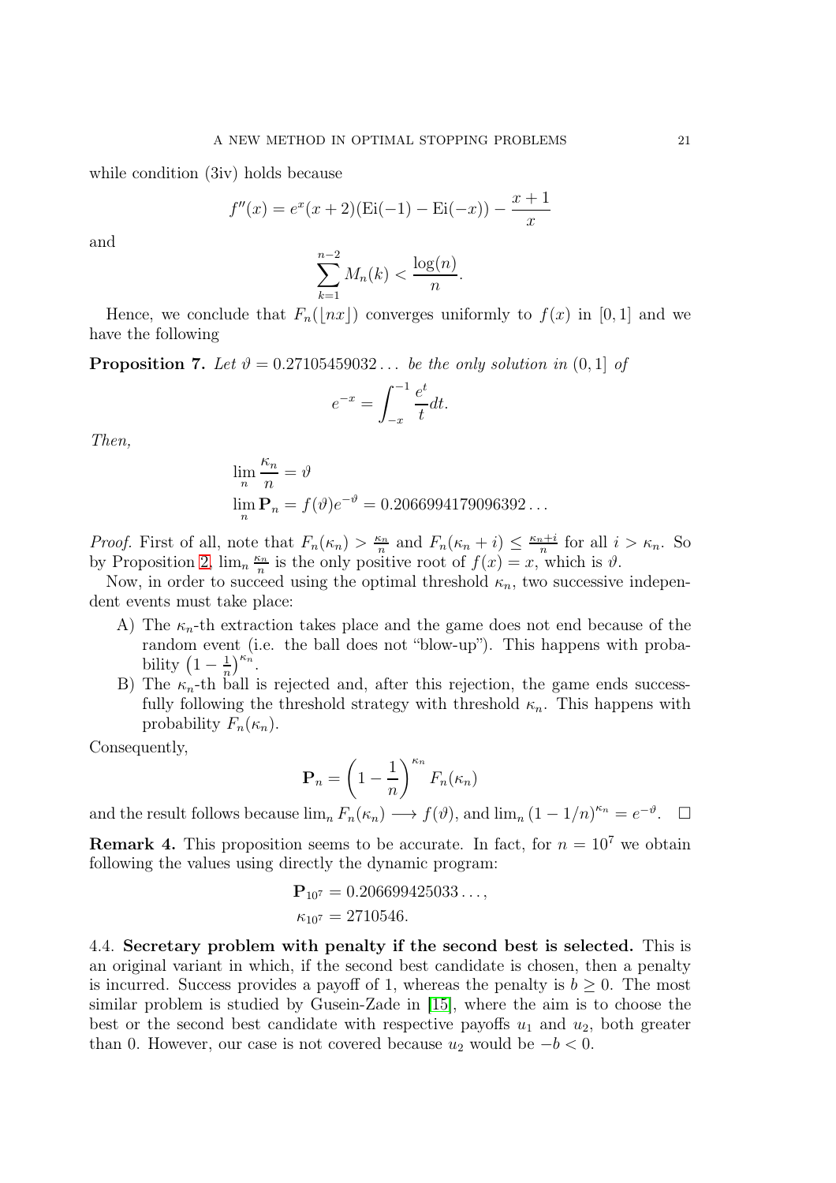while condition (3iv) holds because

$$f''(x) = e^x(x+2)(\mathrm{Ei}(-1) - \mathrm{Ei}(-x)) - \frac{x+1}{x}$$

and

$$\sum_{k=1}^{n-2} M_n(k) < \frac{\log(n)}{n}.$$

Hence, we conclude that $F_n(\lfloor nx \rfloor)$ converges uniformly to $f(x)$ in $[0,1]$ and we have the following

**Proposition 7.** *Let $\vartheta = 0.27105459032\ldots$ be the only solution in $(0,1]$ of*

$$e^{-x} = \int_{-x}^{-1} \frac{e^t}{t} dt.$$

*Then,*

$$\lim_n \frac{\kappa_n}{n} = \vartheta$$
$$\lim_n \mathbf{P}_n = f(\vartheta) e^{-\vartheta} = 0.2066994179096392\ldots$$

*Proof.* First of all, note that $F_n(\kappa_n) > \frac{\kappa_n}{n}$ and $F_n(\kappa_n + i) \leq \frac{\kappa_n + i}{n}$ for all $i > \kappa_n$. So by Proposition 2, $\lim_n \frac{\kappa_n}{n}$ is the only positive root of $f(x) = x$, which is $\vartheta$.

Now, in order to succeed using the optimal threshold $\kappa_n$, two successive independent events must take place:

A) The $\kappa_n$-th extraction takes place and the game does not end because of the random event (i.e. the ball does not "blow-up"). This happens with probability $\left(1 - \frac{1}{n}\right)^{\kappa_n}$.

B) The $\kappa_n$-th ball is rejected and, after this rejection, the game ends successfully following the threshold strategy with threshold $\kappa_n$. This happens with probability $F_n(\kappa_n)$.

Consequently,

$$\mathbf{P}_n = \left(1 - \frac{1}{n}\right)^{\kappa_n} F_n(\kappa_n)$$

and the result follows because $\lim_n F_n(\kappa_n) \longrightarrow f(\vartheta)$, and $\lim_n (1 - 1/n)^{\kappa_n} = e^{-\vartheta}$. $\square$

**Remark 4.** This proposition seems to be accurate. In fact, for $n = 10^7$ we obtain following the values using directly the dynamic program:

$$\mathbf{P}_{10^7} = 0.206699425033\ldots,$$
$$\kappa_{10^7} = 2710546.$$

4.4. **Secretary problem with penalty if the second best is selected.** This is an original variant in which, if the second best candidate is chosen, then a penalty is incurred. Success provides a payoff of 1, whereas the penalty is $b \geq 0$. The most similar problem is studied by Gusein-Zade in [15], where the aim is to choose the best or the second best candidate with respective payoffs $u_1$ and $u_2$, both greater than 0. However, our case is not covered because $u_2$ would be $-b < 0$.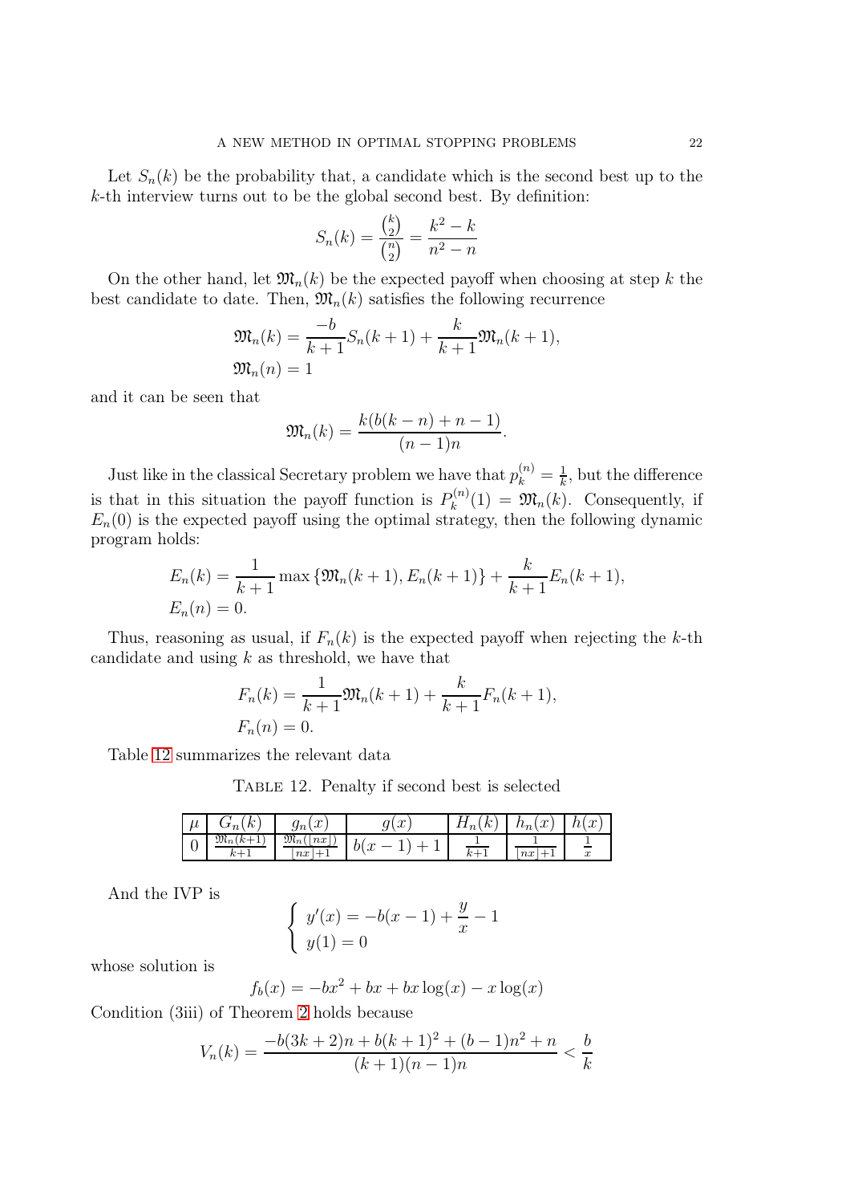Let $S_n(k)$ be the probability that, a candidate which is the second best up to the $k$-th interview turns out to be the global second best. By definition:

$$S_n(k) = \frac{\binom{k}{2}}{\binom{n}{2}} = \frac{k^2 - k}{n^2 - n}$$

On the other hand, let $\mathfrak{M}_n(k)$ be the expected payoff when choosing at step $k$ the best candidate to date. Then, $\mathfrak{M}_n(k)$ satisfies the following recurrence

$$\begin{aligned}
&\mathfrak{M}_n(k) = \frac{-b}{k+1} S_n(k+1) + \frac{k}{k+1}\mathfrak{M}_n(k+1), \\
&\mathfrak{M}_n(n) = 1
\end{aligned}$$

and it can be seen that

$$\mathfrak{M}_n(k) = \frac{k(b(k-n) + n - 1)}{(n-1)n}.$$

Just like in the classical Secretary problem we have that $p_k^{(n)} = \frac{1}{k}$, but the difference is that in this situation the payoff function is $P_k^{(n)}(1) = \mathfrak{M}_n(k)$. Consequently, if $E_n(0)$ is the expected payoff using the optimal strategy, then the following dynamic program holds:

$$\begin{aligned}
&E_n(k) = \frac{1}{k+1}\max\{\mathfrak{M}_n(k+1), E_n(k+1)\} + \frac{k}{k+1}E_n(k+1), \\
&E_n(n) = 0.
\end{aligned}$$

Thus, reasoning as usual, if $F_n(k)$ is the expected payoff when rejecting the $k$-th candidate and using $k$ as threshold, we have that

$$\begin{aligned}
&F_n(k) = \frac{1}{k+1}\mathfrak{M}_n(k+1) + \frac{k}{k+1}F_n(k+1), \\
&F_n(n) = 0.
\end{aligned}$$

Table 12 summarizes the relevant data

Table 12. Penalty if second best is selected

| $\mu$ | $G_n(k)$ | $g_n(x)$ | $g(x)$ | $H_n(k)$ | $h_n(x)$ | $h(x)$ |
|---|---|---|---|---|---|---|
| 0 | $\frac{\mathfrak{M}_n(k+1)}{k+1}$ | $\frac{\mathfrak{M}_n(\lfloor nx \rfloor)}{\lfloor nx \rfloor + 1}$ | $b(x-1)+1$ | $\frac{1}{k+1}$ | $\frac{1}{\lfloor nx \rfloor + 1}$ | $\frac{1}{x}$ |

And the IVP is

$$\begin{cases} y'(x) = -b(x-1) + \dfrac{y}{x} - 1 \\ y(1) = 0 \end{cases}$$

whose solution is

$$f_b(x) = -bx^2 + bx + bx\log(x) - x\log(x)$$

Condition (3iii) of Theorem 2 holds because

$$V_n(k) = \frac{-b(3k+2)n + b(k+1)^2 + (b-1)n^2 + n}{(k+1)(n-1)n} < \frac{b}{k}$$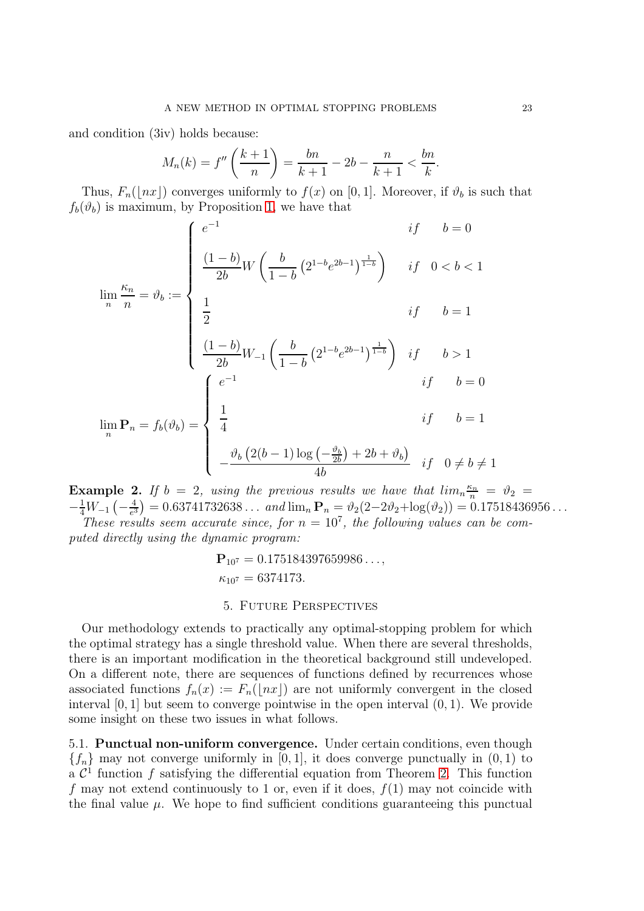and condition (3iv) holds because:

$$M_n(k) = f''\left(\frac{k+1}{n}\right) = \frac{bn}{k+1} - 2b - \frac{n}{k+1} < \frac{bn}{k}.$$

Thus, $F_n(\lfloor nx \rfloor)$ converges uniformly to $f(x)$ on $[0,1]$. Moreover, if $\vartheta_b$ is such that $f_b(\vartheta_b)$ is maximum, by Proposition 1, we have that

$$\lim_n \frac{\kappa_n}{n} = \vartheta_b := \begin{cases} e^{-1} & if \quad b = 0 \\ \dfrac{(1-b)}{2b} W\left(\dfrac{b}{1-b}\left(2^{1-b}e^{2b-1}\right)^{\frac{1}{1-b}}\right) & if \quad 0 < b < 1 \\ \dfrac{1}{2} & if \quad b = 1 \\ \dfrac{(1-b)}{2b} W_{-1}\left(\dfrac{b}{1-b}\left(2^{1-b}e^{2b-1}\right)^{\frac{1}{1-b}}\right) & if \quad b > 1 \end{cases}$$

$$\lim_n \mathbf{P}_n = f_b(\vartheta_b) = \begin{cases} e^{-1} & if \quad b = 0 \\ \dfrac{1}{4} & if \quad b = 1 \\ -\dfrac{\vartheta_b\left(2(b-1)\log\left(-\frac{\vartheta_b}{2b}\right) + 2b + \vartheta_b\right)}{4b} & if \quad 0 \neq b \neq 1 \end{cases}$$

**Example 2.** *If $b = 2$, using the previous results we have that $lim_n \frac{\kappa_n}{n} = \vartheta_2 = -\frac{1}{4}W_{-1}\left(-\frac{4}{e^3}\right) = 0.63741732638\ldots$ and $\lim_n \mathbf{P}_n = \vartheta_2(2-2\vartheta_2+\log(\vartheta_2)) = 0.17518436956\ldots$*

*These results seem accurate since, for $n = 10^7$, the following values can be computed directly using the dynamic program:*

$$\mathbf{P}_{10^7} = 0.175184397659986\ldots,$$
$$\kappa_{10^7} = 6374173.$$

## 5. Future Perspectives

Our methodology extends to practically any optimal-stopping problem for which the optimal strategy has a single threshold value. When there are several thresholds, there is an important modification in the theoretical background still undeveloped. On a different note, there are sequences of functions defined by recurrences whose associated functions $f_n(x) := F_n(\lfloor nx \rfloor)$ are not uniformly convergent in the closed interval $[0,1]$ but seem to converge pointwise in the open interval $(0,1)$. We provide some insight on these two issues in what follows.

### 5.1. Punctual non-uniform convergence.

Under certain conditions, even though $\{f_n\}$ may not converge uniformly in $[0,1]$, it does converge punctually in $(0,1)$ to a $\mathcal{C}^1$ function $f$ satisfying the differential equation from Theorem 2. This function $f$ may not extend continuously to 1 or, even if it does, $f(1)$ may not coincide with the final value $\mu$. We hope to find sufficient conditions guaranteeing this punctual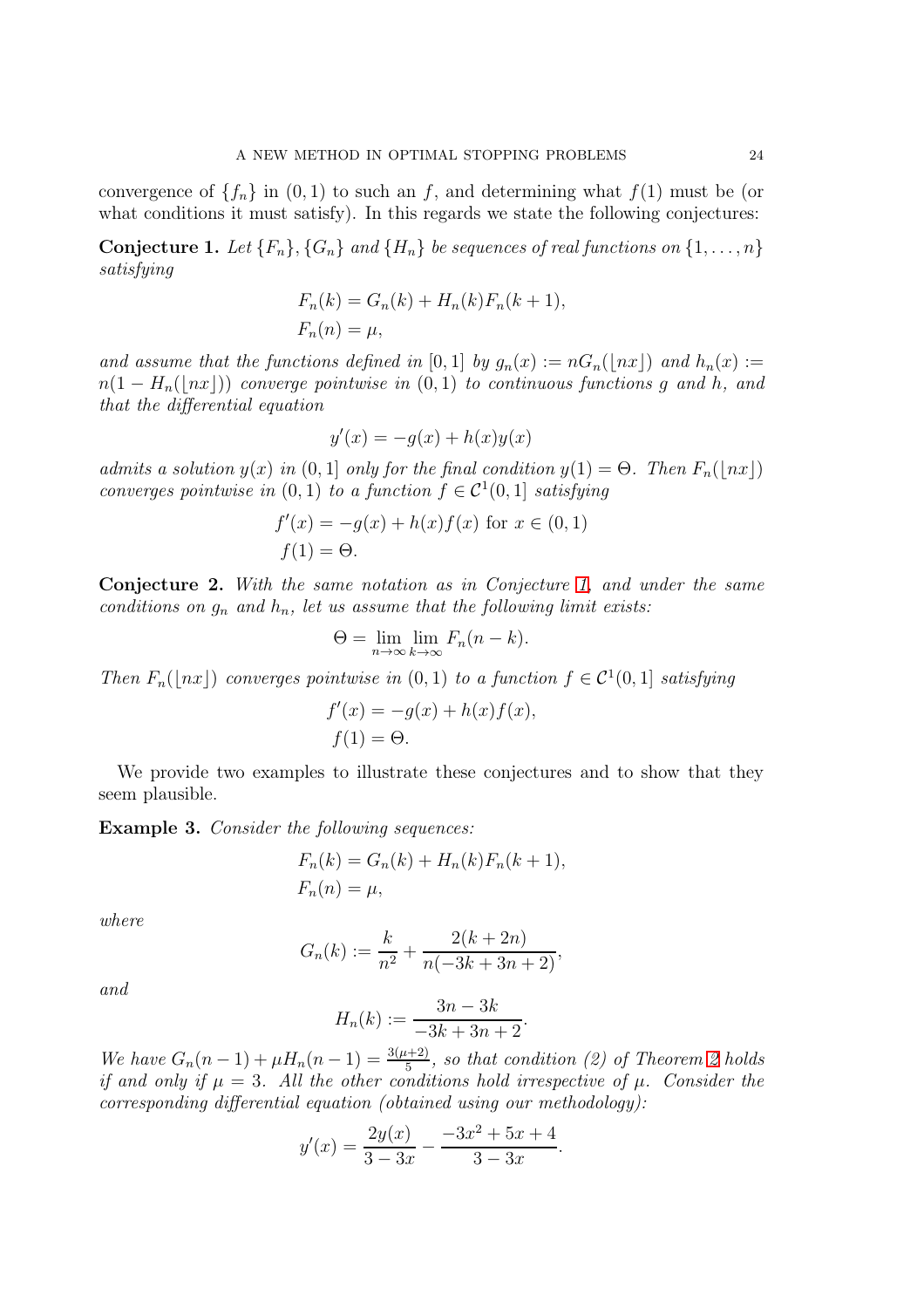convergence of $\{f_n\}$ in $(0,1)$ to such an $f$, and determining what $f(1)$ must be (or what conditions it must satisfy). In this regards we state the following conjectures:

**Conjecture 1.** *Let $\{F_n\}, \{G_n\}$ and $\{H_n\}$ be sequences of real functions on $\{1,\ldots,n\}$ satisfying*

$$
\begin{aligned}
F_n(k) &= G_n(k) + H_n(k)F_n(k+1),\\
F_n(n) &= \mu,
\end{aligned}
$$

*and assume that the functions defined in $[0,1]$ by $g_n(x) := nG_n(\lfloor nx \rfloor)$ and $h_n(x) := n(1 - H_n(\lfloor nx \rfloor))$ converge pointwise in $(0,1)$ to continuous functions $g$ and $h$, and that the differential equation*

$$
y'(x) = -g(x) + h(x)y(x)
$$

*admits a solution $y(x)$ in $(0,1]$ only for the final condition $y(1) = \Theta$. Then $F_n(\lfloor nx \rfloor)$ converges pointwise in $(0,1)$ to a function $f \in \mathcal{C}^1(0,1]$ satisfying*

$$
\begin{aligned}
f'(x) &= -g(x) + h(x)f(x) \text{ for } x \in (0,1)\\
f(1) &= \Theta.
\end{aligned}
$$

**Conjecture 2.** *With the same notation as in Conjecture 1, and under the same conditions on $g_n$ and $h_n$, let us assume that the following limit exists:*

$$
\Theta = \lim_{n\to\infty} \lim_{k\to\infty} F_n(n-k).
$$

*Then $F_n(\lfloor nx \rfloor)$ converges pointwise in $(0,1)$ to a function $f \in \mathcal{C}^1(0,1]$ satisfying*

$$
\begin{aligned}
f'(x) &= -g(x) + h(x)f(x),\\
f(1) &= \Theta.
\end{aligned}
$$

We provide two examples to illustrate these conjectures and to show that they seem plausible.

**Example 3.** *Consider the following sequences:*

$$
\begin{aligned}
F_n(k) &= G_n(k) + H_n(k)F_n(k+1),\\
F_n(n) &= \mu,
\end{aligned}
$$

*where*

$$
G_n(k) := \frac{k}{n^2} + \frac{2(k+2n)}{n(-3k+3n+2)},
$$

*and*

$$
H_n(k) := \frac{3n-3k}{-3k+3n+2}.
$$

*We have $G_n(n-1) + \mu H_n(n-1) = \frac{3(\mu+2)}{5}$, so that condition (2) of Theorem 2 holds if and only if $\mu = 3$. All the other conditions hold irrespective of $\mu$. Consider the corresponding differential equation (obtained using our methodology):*

$$
y'(x) = \frac{2y(x)}{3-3x} - \frac{-3x^2+5x+4}{3-3x}.
$$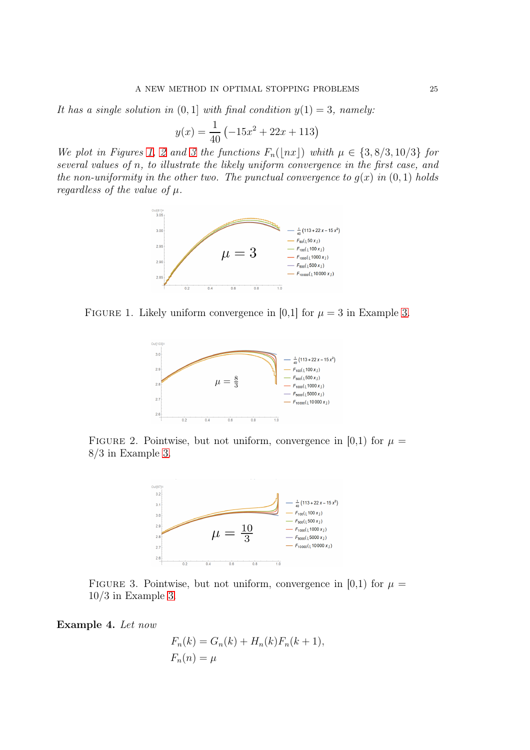*It has a single solution in $(0,1]$ with final condition $y(1)=3$, namely:*

$$y(x)=\frac{1}{40}\left(-15x^2+22x+113\right)$$

*We plot in Figures 1, 2 and 3 the functions $F_n(\lfloor nx\rfloor)$ whith $\mu\in\{3,8/3,10/3\}$ for several values of $n$, to illustrate the likely uniform convergence in the first case, and the non-uniformity in the other two. The punctual convergence to $g(x)$ in $(0,1)$ holds regardless of the value of $\mu$.*

FIGURE 1. Likely uniform convergence in [0,1] for $\mu=3$ in Example 3.

FIGURE 2. Pointwise, but not uniform, convergence in [0,1) for $\mu=8/3$ in Example 3.

FIGURE 3. Pointwise, but not uniform, convergence in [0,1) for $\mu=10/3$ in Example 3.

**Example 4.** *Let now*

$$F_n(k)=G_n(k)+H_n(k)F_n(k+1),$$
$$F_n(n)=\mu$$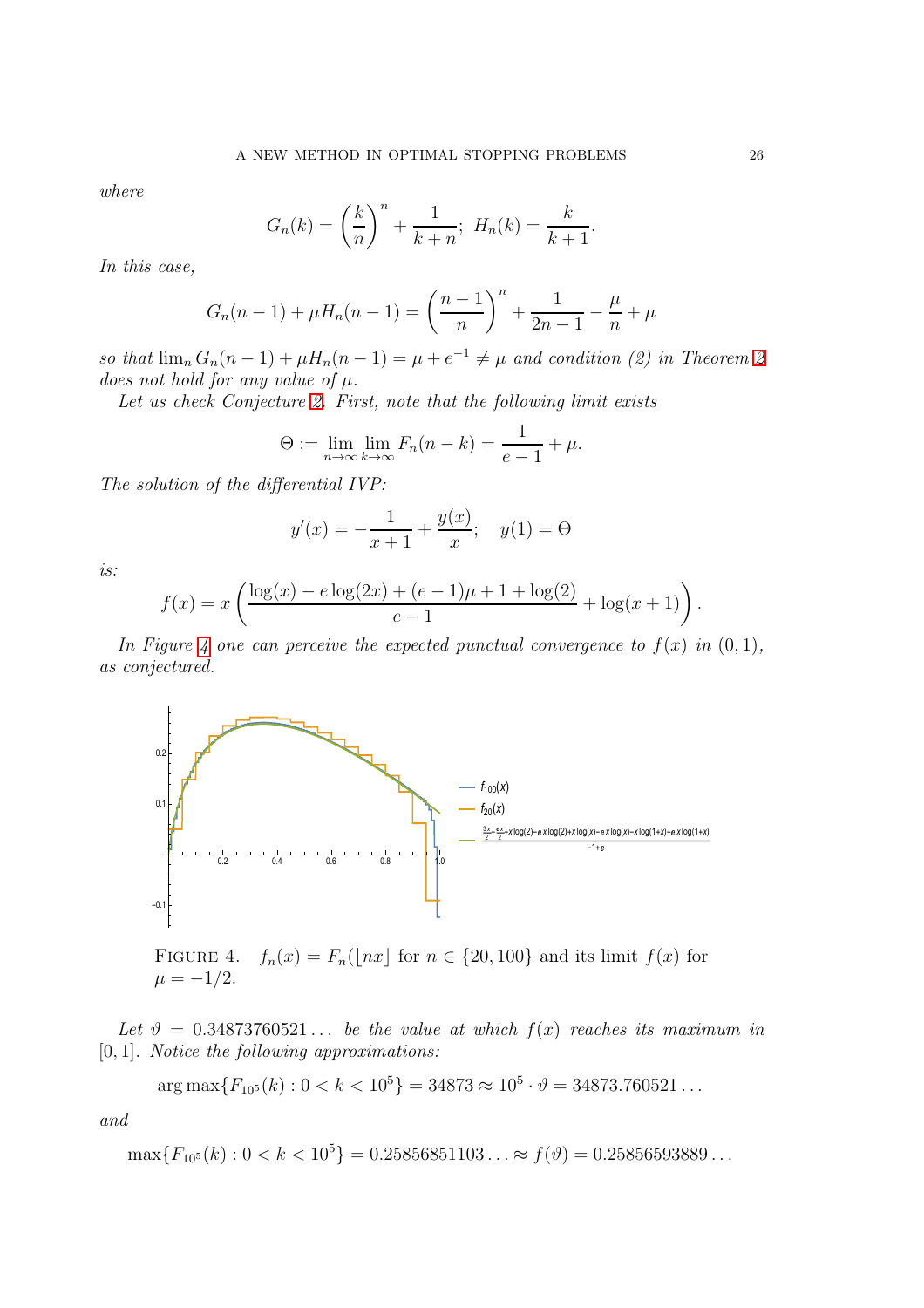*where*

$$G_n(k) = \left(\frac{k}{n}\right)^n + \frac{1}{k+n};\;\; H_n(k) = \frac{k}{k+1}.$$

*In this case,*

$$G_n(n-1) + \mu H_n(n-1) = \left(\frac{n-1}{n}\right)^n + \frac{1}{2n-1} - \frac{\mu}{n} + \mu$$

*so that* $\lim_n G_n(n-1) + \mu H_n(n-1) = \mu + e^{-1} \neq \mu$ *and condition (2) in Theorem 2 does not hold for any value of* $\mu$.

*Let us check Conjecture 2. First, note that the following limit exists*

$$\Theta := \lim_{n\to\infty} \lim_{k\to\infty} F_n(n-k) = \frac{1}{e-1} + \mu.$$

*The solution of the differential IVP:*

$$y'(x) = -\frac{1}{x+1} + \frac{y(x)}{x}; \quad y(1) = \Theta$$

*is:*

$$f(x) = x\left(\frac{\log(x) - e\log(2x) + (e-1)\mu + 1 + \log(2)}{e-1} + \log(x+1)\right).$$

*In Figure 4 one can perceive the expected punctual convergence to* $f(x)$ *in* $(0,1)$*, as conjectured.*

FIGURE 4. $f_n(x) = F_n(\lfloor nx \rfloor)$ for $n \in \{20, 100\}$ and its limit $f(x)$ for $\mu = -1/2$.

*Let* $\vartheta = 0.34873760521\ldots$ *be the value at which* $f(x)$ *reaches its maximum in* $[0,1]$. *Notice the following approximations:*

$$\arg\max\{F_{10^5}(k) : 0 < k < 10^5\} = 34873 \approx 10^5 \cdot \vartheta = 34873.760521\ldots$$

*and*

$$\max\{F_{10^5}(k) : 0 < k < 10^5\} = 0.25856851103\ldots \approx f(\vartheta) = 0.25856593889\ldots$$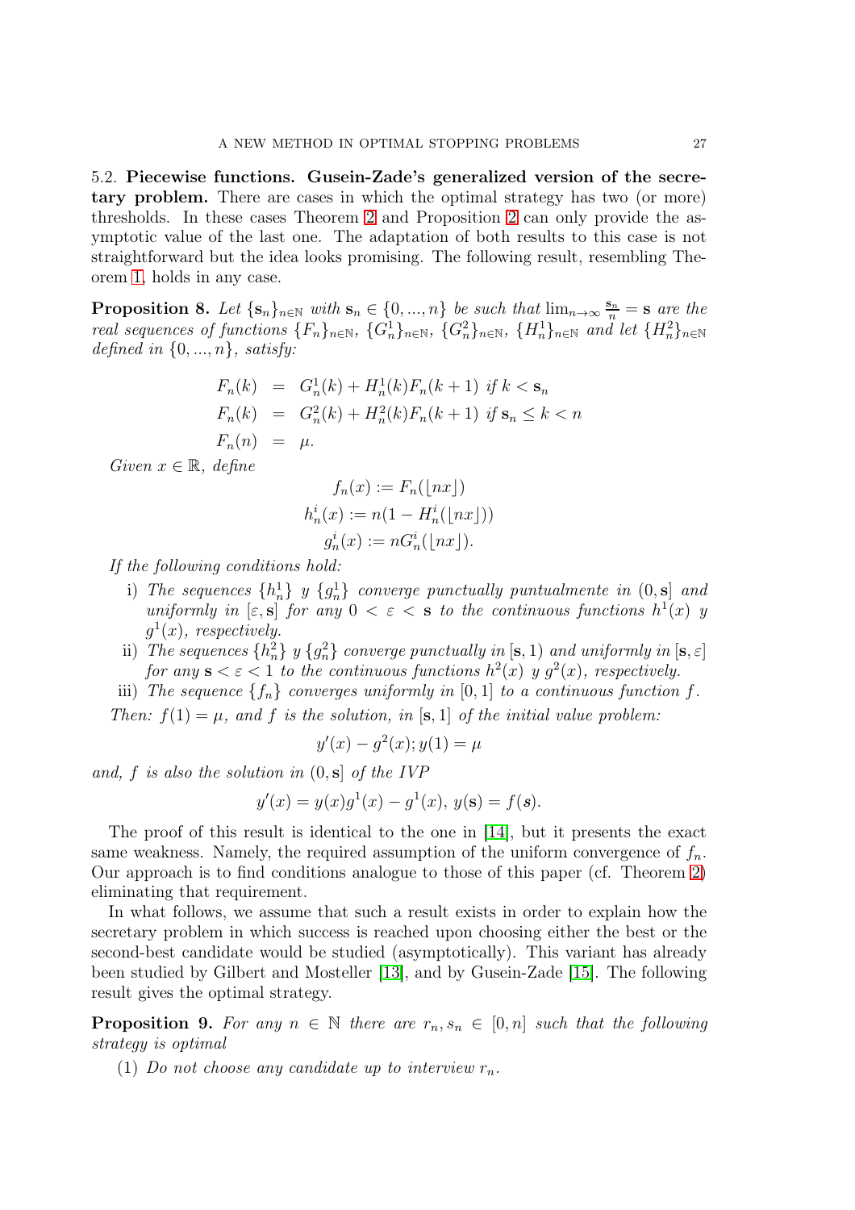**5.2. Piecewise functions. Gusein-Zade's generalized version of the secretary problem.** There are cases in which the optimal strategy has two (or more) thresholds. In these cases Theorem 2 and Proposition 2 can only provide the asymptotic value of the last one. The adaptation of both results to this case is not straightforward but the idea looks promising. The following result, resembling Theorem 1, holds in any case.

**Proposition 8.** *Let $\{\mathbf{s}_n\}_{n\in\mathbb{N}}$ with $\mathbf{s}_n \in \{0,...,n\}$ be such that $\lim_{n\to\infty} \frac{\mathbf{s}_n}{n} = \mathbf{s}$ are the real sequences of functions $\{F_n\}_{n\in\mathbb{N}}$, $\{G_n^1\}_{n\in\mathbb{N}}$, $\{G_n^2\}_{n\in\mathbb{N}}$, $\{H_n^1\}_{n\in\mathbb{N}}$ and let $\{H_n^2\}_{n\in\mathbb{N}}$ defined in $\{0,...,n\}$, satisfy:*

$$
\begin{aligned}
F_n(k) &= G_n^1(k) + H_n^1(k)F_n(k+1) \text{ if } k < \mathbf{s}_n \\
F_n(k) &= G_n^2(k) + H_n^2(k)F_n(k+1) \text{ if } \mathbf{s}_n \leq k < n \\
F_n(n) &= \mu.
\end{aligned}
$$

*Given $x \in \mathbb{R}$, define*

$$
\begin{aligned}
f_n(x) &:= F_n(\lfloor nx \rfloor) \\
h_n^i(x) &:= n(1 - H_n^i(\lfloor nx \rfloor)) \\
g_n^i(x) &:= nG_n^i(\lfloor nx \rfloor).
\end{aligned}
$$

*If the following conditions hold:*

i) *The sequences $\{h_n^1\}$ y $\{g_n^1\}$ converge punctually puntualmente in $(0, \mathbf{s}]$ and uniformly in $[\varepsilon, \mathbf{s}]$ for any $0 < \varepsilon < \mathbf{s}$ to the continuous functions $h^1(x)$ y $g^1(x)$, respectively.*

ii) *The sequences $\{h_n^2\}$ y $\{g_n^2\}$ converge punctually in $[\mathbf{s}, 1)$ and uniformly in $[\mathbf{s}, \varepsilon]$ for any $\mathbf{s} < \varepsilon < 1$ to the continuous functions $h^2(x)$ y $g^2(x)$, respectively.*

iii) *The sequence $\{f_n\}$ converges uniformly in $[0, 1]$ to a continuous function $f$.*

*Then: $f(1) = \mu$, and $f$ is the solution, in $[\mathbf{s}, 1]$ of the initial value problem:*

$$y'(x) - g^2(x); y(1) = \mu$$

*and, $f$ is also the solution in $(0, \mathbf{s}]$ of the IVP*

$$y'(x) = y(x)g^1(x) - g^1(x),\ y(\mathbf{s}) = f(\boldsymbol{s}).$$

The proof of this result is identical to the one in [14], but it presents the exact same weakness. Namely, the required assumption of the uniform convergence of $f_n$. Our approach is to find conditions analogue to those of this paper (cf. Theorem 2) eliminating that requirement.

In what follows, we assume that such a result exists in order to explain how the secretary problem in which success is reached upon choosing either the best or the second-best candidate would be studied (asymptotically). This variant has already been studied by Gilbert and Mosteller [13], and by Gusein-Zade [15]. The following result gives the optimal strategy.

**Proposition 9.** *For any $n \in \mathbb{N}$ there are $r_n, s_n \in [0, n]$ such that the following strategy is optimal*

(1) *Do not choose any candidate up to interview $r_n$.*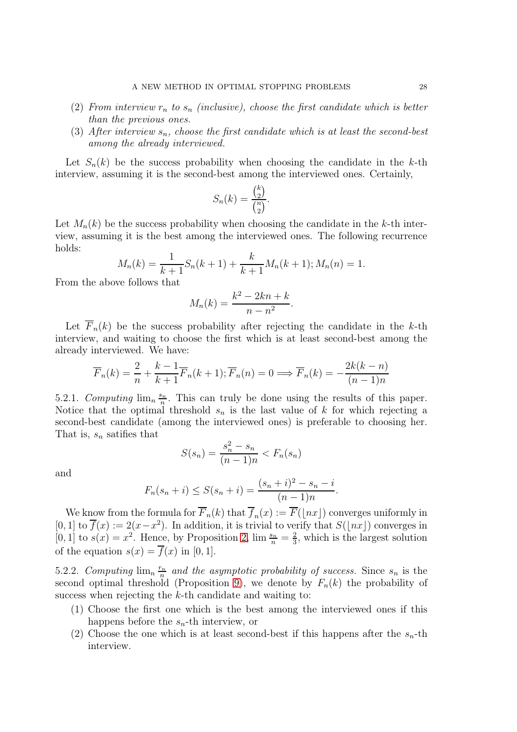(2) *From interview $r_n$ to $s_n$ (inclusive), choose the first candidate which is better than the previous ones.*
(3) *After interview $s_n$, choose the first candidate which is at least the second-best among the already interviewed.*

Let $S_n(k)$ be the success probability when choosing the candidate in the $k$-th interview, assuming it is the second-best among the interviewed ones. Certainly,

$$S_n(k) = \frac{\binom{k}{2}}{\binom{n}{2}}.$$

Let $M_n(k)$ be the success probability when choosing the candidate in the $k$-th interview, assuming it is the best among the interviewed ones. The following recurrence holds:

$$M_n(k) = \frac{1}{k+1}S_n(k+1) + \frac{k}{k+1}M_n(k+1); M_n(n) = 1.$$

From the above follows that

$$M_n(k) = \frac{k^2 - 2kn + k}{n - n^2}.$$

Let $\overline{F}_n(k)$ be the success probability after rejecting the candidate in the $k$-th interview, and waiting to choose the first which is at least second-best among the already interviewed. We have:

$$\overline{F}_n(k) = \frac{2}{n} + \frac{k-1}{k+1}\overline{F}_n(k+1); \overline{F}_n(n) = 0 \Longrightarrow \overline{F}_n(k) = -\frac{2k(k-n)}{(n-1)n}$$

5.2.1. *Computing* $\lim_n \frac{s_n}{n}$. This can truly be done using the results of this paper. Notice that the optimal threshold $s_n$ is the last value of $k$ for which rejecting a second-best candidate (among the interviewed ones) is preferable to choosing her. That is, $s_n$ satifies that

$$S(s_n) = \frac{s_n^2 - s_n}{(n-1)n} < F_n(s_n)$$

and

$$F_n(s_n + i) \leq S(s_n + i) = \frac{(s_n + i)^2 - s_n - i}{(n-1)n}.$$

We know from the formula for $\overline{F}_n(k)$ that $\overline{f}_n(x) := \overline{F}(\lfloor nx \rfloor)$ converges uniformly in $[0,1]$ to $\overline{f}(x) := 2(x - x^2)$. In addition, it is trivial to verify that $S(\lfloor nx \rfloor)$ converges in $[0,1]$ to $s(x) = x^2$. Hence, by Proposition 2, $\lim \frac{s_n}{n} = \frac{2}{3}$, which is the largest solution of the equation $s(x) = \overline{f}(x)$ in $[0,1]$.

5.2.2. *Computing* $\lim_n \frac{r_n}{n}$ *and the asymptotic probability of success.* Since $s_n$ is the second optimal threshold (Proposition 9), we denote by $F_n(k)$ the probability of success when rejecting the $k$-th candidate and waiting to:

(1) Choose the first one which is the best among the interviewed ones if this happens before the $s_n$-th interview, or
(2) Choose the one which is at least second-best if this happens after the $s_n$-th interview.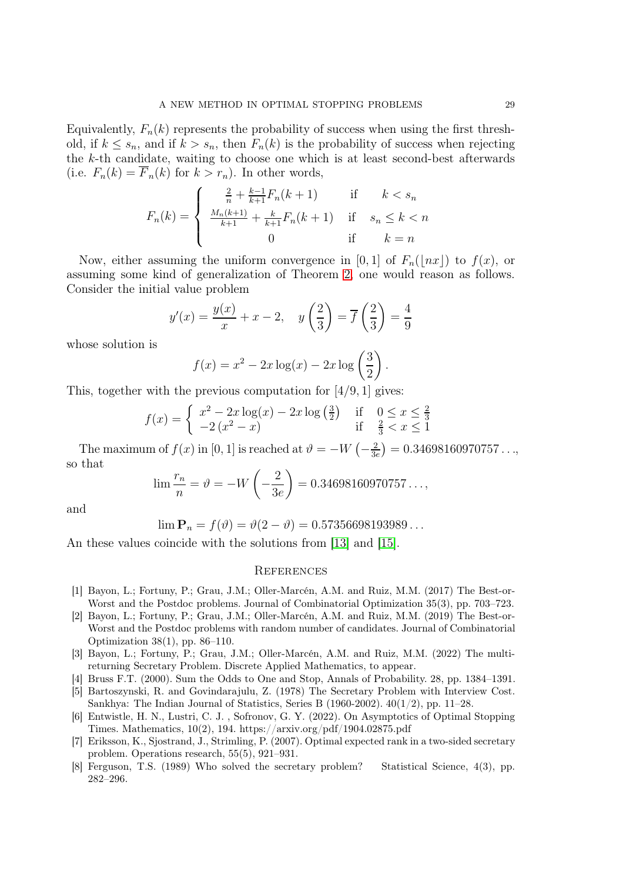Equivalently, $F_n(k)$ represents the probability of success when using the first threshold, if $k \leq s_n$, and if $k > s_n$, then $F_n(k)$ is the probability of success when rejecting the $k$-th candidate, waiting to choose one which is at least second-best afterwards (i.e. $F_n(k) = \overline{F}_n(k)$ for $k > r_n$). In other words,

$$F_n(k) = \begin{cases} \frac{2}{n} + \frac{k-1}{k+1} F_n(k+1) & \text{if} \quad k < s_n \\ \frac{M_n(k+1)}{k+1} + \frac{k}{k+1} F_n(k+1) & \text{if} \quad s_n \leq k < n \\ 0 & \text{if} \quad k = n \end{cases}$$

Now, either assuming the uniform convergence in $[0,1]$ of $F_n(\lfloor nx \rfloor)$ to $f(x)$, or assuming some kind of generalization of Theorem 2, one would reason as follows. Consider the initial value problem

$$y'(x) = \frac{y(x)}{x} + x - 2, \quad y\left(\frac{2}{3}\right) = \overline{f}\left(\frac{2}{3}\right) = \frac{4}{9}$$

whose solution is

$$f(x) = x^2 - 2x\log(x) - 2x\log\left(\frac{3}{2}\right).$$

This, together with the previous computation for $[4/9, 1]$ gives:

$$f(x) = \begin{cases} x^2 - 2x\log(x) - 2x\log\left(\frac{3}{2}\right) & \text{if} \quad 0 \leq x \leq \frac{2}{3} \\ -2\left(x^2 - x\right) & \text{if} \quad \frac{2}{3} < x \leq 1 \end{cases}$$

The maximum of $f(x)$ in $[0,1]$ is reached at $\vartheta = -W\left(-\frac{2}{3e}\right) = 0.34698160970757\ldots$, so that

$$\lim \frac{r_n}{n} = \vartheta = -W\left(-\frac{2}{3e}\right) = 0.34698160970757\ldots,$$

and

$$\lim \mathbf{P}_n = f(\vartheta) = \vartheta(2 - \vartheta) = 0.57356698193989\ldots$$

An these values coincide with the solutions from [13] and [15].

## References

[1] Bayon, L.; Fortuny, P.; Grau, J.M.; Oller-Marcén, A.M. and Ruiz, M.M. (2017) The Best-or-Worst and the Postdoc problems. Journal of Combinatorial Optimization 35(3), pp. 703–723.

[2] Bayon, L.; Fortuny, P.; Grau, J.M.; Oller-Marcén, A.M. and Ruiz, M.M. (2019) The Best-or-Worst and the Postdoc problems with random number of candidates. Journal of Combinatorial Optimization 38(1), pp. 86–110.

[3] Bayon, L.; Fortuny, P.; Grau, J.M.; Oller-Marcén, A.M. and Ruiz, M.M. (2022) The multi-returning Secretary Problem. Discrete Applied Mathematics, to appear.

[4] Bruss F.T. (2000). Sum the Odds to One and Stop, Annals of Probability. 28, pp. 1384–1391.

[5] Bartoszynski, R. and Govindarajulu, Z. (1978) The Secretary Problem with Interview Cost. Sankhya: The Indian Journal of Statistics, Series B (1960-2002). 40(1/2), pp. 11–28.

[6] Entwistle, H. N., Lustri, C. J. , Sofronov, G. Y. (2022). On Asymptotics of Optimal Stopping Times. Mathematics, 10(2), 194. https://arxiv.org/pdf/1904.02875.pdf

[7] Eriksson, K., Sjostrand, J., Strimling, P. (2007). Optimal expected rank in a two-sided secretary problem. Operations research, 55(5), 921–931.

[8] Ferguson, T.S. (1989) Who solved the secretary problem? Statistical Science, 4(3), pp. 282–296.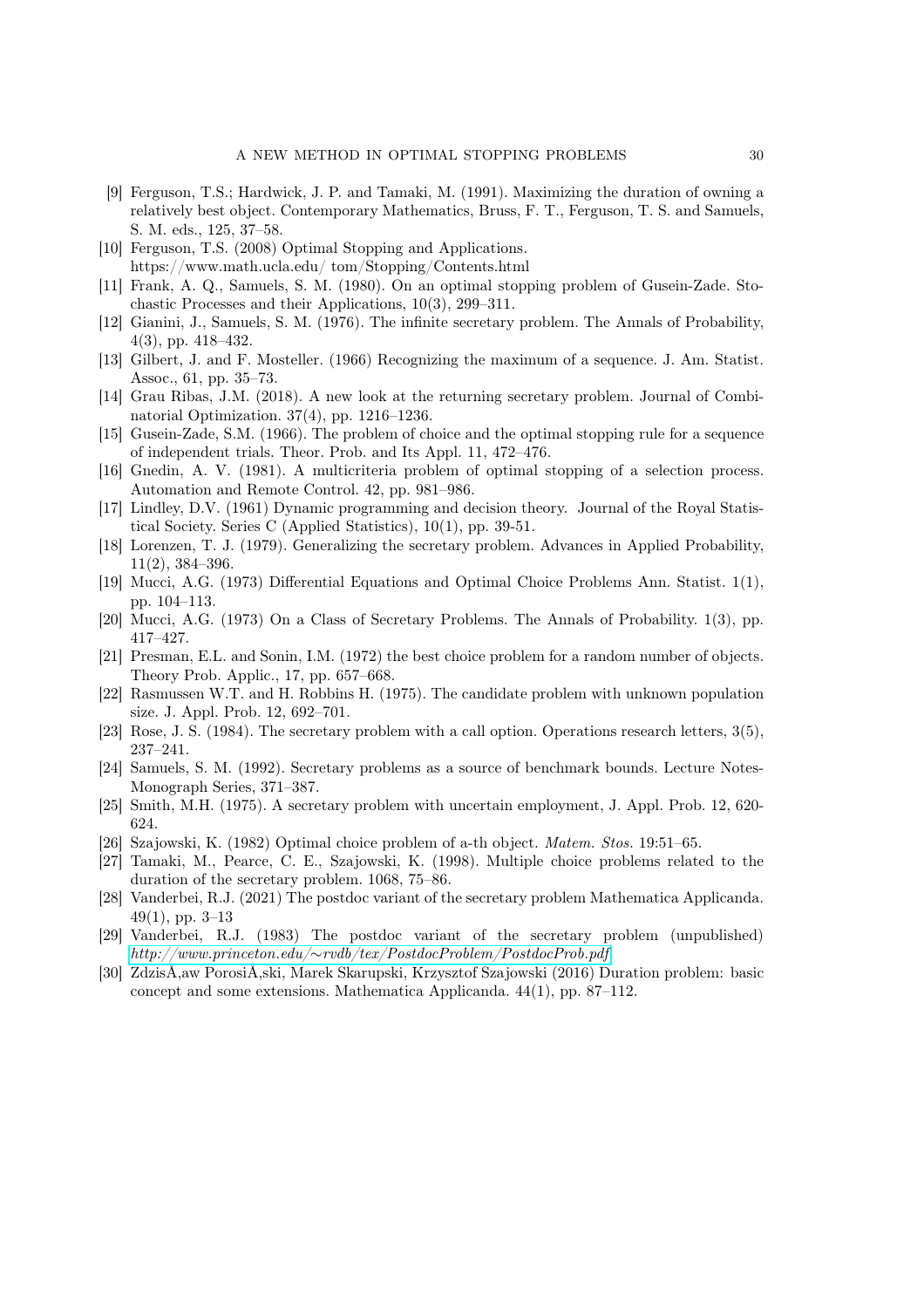[9] Ferguson, T.S.; Hardwick, J. P. and Tamaki, M. (1991). Maximizing the duration of owning a relatively best object. Contemporary Mathematics, Bruss, F. T., Ferguson, T. S. and Samuels, S. M. eds., 125, 37–58.

[10] Ferguson, T.S. (2008) Optimal Stopping and Applications. https://www.math.ucla.edu/ tom/Stopping/Contents.html

[11] Frank, A. Q., Samuels, S. M. (1980). On an optimal stopping problem of Gusein-Zade. Stochastic Processes and their Applications, 10(3), 299–311.

[12] Gianini, J., Samuels, S. M. (1976). The infinite secretary problem. The Annals of Probability, 4(3), pp. 418–432.

[13] Gilbert, J. and F. Mosteller. (1966) Recognizing the maximum of a sequence. J. Am. Statist. Assoc., 61, pp. 35–73.

[14] Grau Ribas, J.M. (2018). A new look at the returning secretary problem. Journal of Combinatorial Optimization. 37(4), pp. 1216–1236.

[15] Gusein-Zade, S.M. (1966). The problem of choice and the optimal stopping rule for a sequence of independent trials. Theor. Prob. and Its Appl. 11, 472–476.

[16] Gnedin, A. V. (1981). A multicriteria problem of optimal stopping of a selection process. Automation and Remote Control. 42, pp. 981–986.

[17] Lindley, D.V. (1961) Dynamic programming and decision theory. Journal of the Royal Statistical Society. Series C (Applied Statistics), 10(1), pp. 39-51.

[18] Lorenzen, T. J. (1979). Generalizing the secretary problem. Advances in Applied Probability, 11(2), 384–396.

[19] Mucci, A.G. (1973) Differential Equations and Optimal Choice Problems Ann. Statist. 1(1), pp. 104–113.

[20] Mucci, A.G. (1973) On a Class of Secretary Problems. The Annals of Probability. 1(3), pp. 417–427.

[21] Presman, E.L. and Sonin, I.M. (1972) the best choice problem for a random number of objects. Theory Prob. Applic., 17, pp. 657–668.

[22] Rasmussen W.T. and H. Robbins H. (1975). The candidate problem with unknown population size. J. Appl. Prob. 12, 692–701.

[23] Rose, J. S. (1984). The secretary problem with a call option. Operations research letters, 3(5), 237–241.

[24] Samuels, S. M. (1992). Secretary problems as a source of benchmark bounds. Lecture Notes-Monograph Series, 371–387.

[25] Smith, M.H. (1975). A secretary problem with uncertain employment, J. Appl. Prob. 12, 620-624.

[26] Szajowski, K. (1982) Optimal choice problem of a-th object. *Matem. Stos.* 19:51–65.

[27] Tamaki, M., Pearce, C. E., Szajowski, K. (1998). Multiple choice problems related to the duration of the secretary problem. 1068, 75–86.

[28] Vanderbei, R.J. (2021) The postdoc variant of the secretary problem Mathematica Applicanda. 49(1), pp. 3–13

[29] Vanderbei, R.J. (1983) The postdoc variant of the secretary problem (unpublished) *http://www.princeton.edu/∼rvdb/tex/PostdocProblem/PostdocProb.pdf*

[30] ZdzisÅ‚aw PorosiÅ„ski, Marek Skarupski, Krzysztof Szajowski (2016) Duration problem: basic concept and some extensions. Mathematica Applicanda. 44(1), pp. 87–112.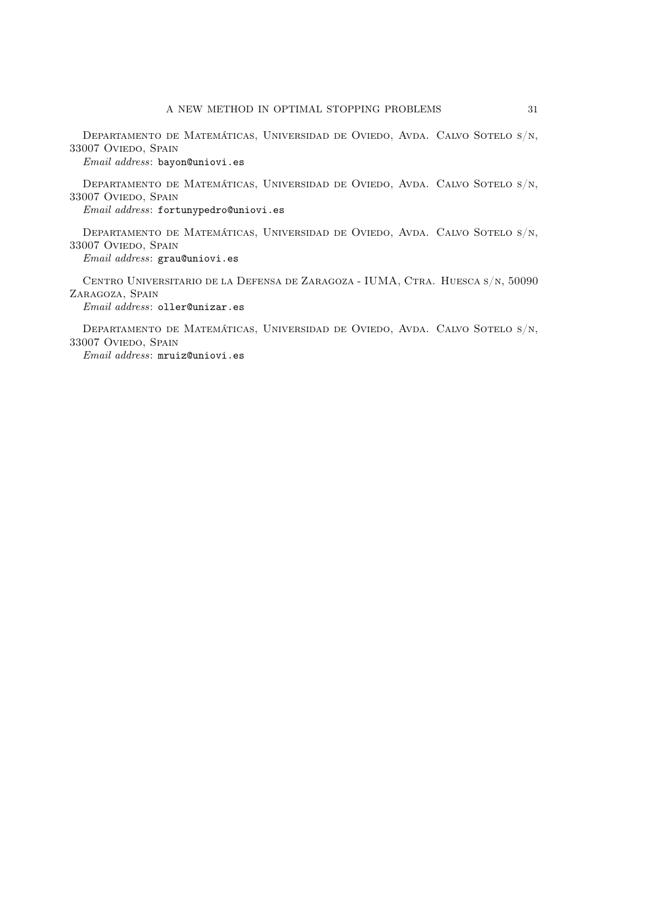Departamento de Matemáticas, Universidad de Oviedo, Avda. Calvo Sotelo s/n, 33007 Oviedo, Spain

*Email address*: bayon@uniovi.es

Departamento de Matemáticas, Universidad de Oviedo, Avda. Calvo Sotelo s/n, 33007 Oviedo, Spain

*Email address*: fortunypedro@uniovi.es

Departamento de Matemáticas, Universidad de Oviedo, Avda. Calvo Sotelo s/n, 33007 Oviedo, Spain

*Email address*: grau@uniovi.es

Centro Universitario de la Defensa de Zaragoza - IUMA, Ctra. Huesca s/n, 50090 Zaragoza, Spain

*Email address*: oller@unizar.es

Departamento de Matemáticas, Universidad de Oviedo, Avda. Calvo Sotelo s/n, 33007 Oviedo, Spain

*Email address*: mruiz@uniovi.es